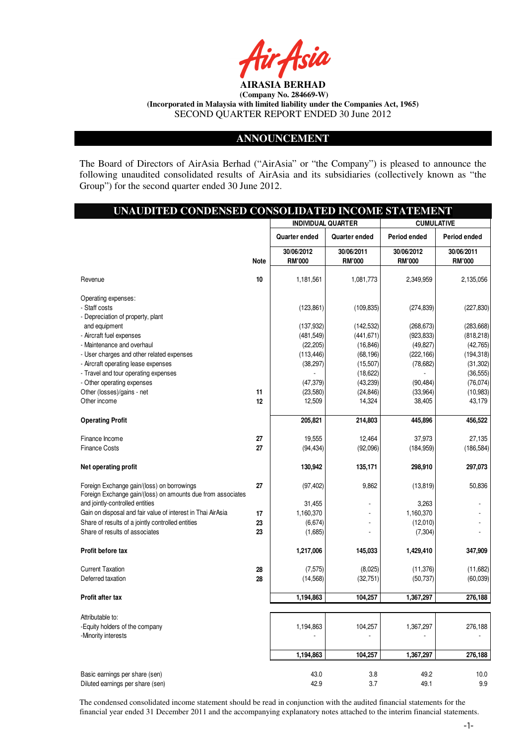**AIRASIA BERHAD**
**(Company No. 284669-W)**
**(Incorporated in Malaysia with limited liability under the Companies Act, 1965)**
SECOND QUARTER REPORT ENDED 30 June 2012

## ANNOUNCEMENT

The Board of Directors of AirAsia Berhad ("AirAsia" or "the Company") is pleased to announce the following unaudited consolidated results of AirAsia and its subsidiaries (collectively known as "the Group") for the second quarter ended 30 June 2012.

## UNAUDITED CONDENSED CONSOLIDATED INCOME STATEMENT

| | | INDIVIDUAL QUARTER | | CUMULATIVE | |
|---|---|---|---|---|---|
| | | Quarter ended | Quarter ended | Period ended | Period ended |
| | Note | 30/06/2012 RM'000 | 30/06/2011 RM'000 | 30/06/2012 RM'000 | 30/06/2011 RM'000 |
| Revenue | 10 | 1,181,561 | 1,081,773 | 2,349,959 | 2,135,056 |
| Operating expenses: | | | | | |
| - Staff costs | | (123,861) | (109,835) | (274,839) | (227,830) |
| - Depreciation of property, plant and equipment | | (137,932) | (142,532) | (268,673) | (283,668) |
| - Aircraft fuel expenses | | (481,549) | (441,671) | (923,833) | (818,218) |
| - Maintenance and overhaul | | (22,205) | (16,846) | (49,827) | (42,765) |
| - User charges and other related expenses | | (113,446) | (68,196) | (222,166) | (194,318) |
| - Aircraft operating lease expenses | | (38,297) | (15,507) | (78,682) | (31,302) |
| - Travel and tour operating expenses | | - | (18,622) | - | (36,555) |
| - Other operating expenses | | (47,379) | (43,239) | (90,484) | (76,074) |
| Other (losses)/gains - net | 11 | (23,580) | (24,846) | (33,964) | (10,983) |
| Other income | 12 | 12,509 | 14,324 | 38,405 | 43,179 |
| **Operating Profit** | | **205,821** | **214,803** | **445,896** | **456,522** |
| Finance Income | 27 | 19,555 | 12,464 | 37,973 | 27,135 |
| Finance Costs | 27 | (94,434) | (92,096) | (184,959) | (186,584) |
| **Net operating profit** | | **130,942** | **135,171** | **298,910** | **297,073** |
| Foreign Exchange gain/(loss) on borrowings | 27 | (97,402) | 9,862 | (13,819) | 50,836 |
| Foreign Exchange gain/(loss) on amounts due from associates and jointly-controlled entities | | 31,455 | - | 3,263 | - |
| Gain on disposal and fair value of interest in Thai AirAsia | 17 | 1,160,370 | - | 1,160,370 | - |
| Share of results of a jointly controlled entities | 23 | (6,674) | - | (12,010) | - |
| Share of results of associates | 23 | (1,685) | - | (7,304) | - |
| **Profit before tax** | | **1,217,006** | **145,033** | **1,429,410** | **347,909** |
| Current Taxation | 28 | (7,575) | (8,025) | (11,376) | (11,682) |
| Deferred taxation | 28 | (14,568) | (32,751) | (50,737) | (60,039) |
| **Profit after tax** | | **1,194,863** | **104,257** | **1,367,297** | **276,188** |
| Attributable to: | | | | | |
| -Equity holders of the company | | 1,194,863 | 104,257 | 1,367,297 | 276,188 |
| -Minority interests | | - | - | - | - |
| | | **1,194,863** | **104,257** | **1,367,297** | **276,188** |
| Basic earnings per share (sen) | | 43.0 | 3.8 | 49.2 | 10.0 |
| Diluted earnings per share (sen) | | 42.9 | 3.7 | 49.1 | 9.9 |

The condensed consolidated income statement should be read in conjunction with the audited financial statements for the financial year ended 31 December 2011 and the accompanying explanatory notes attached to the interim financial statements.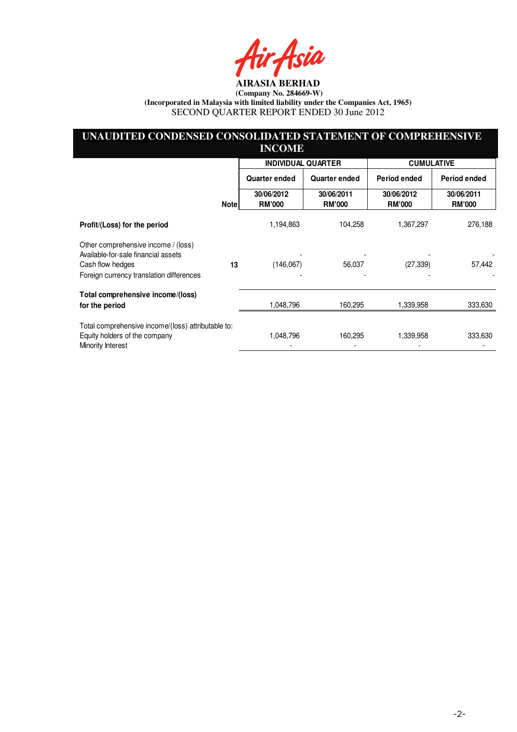**AIRASIA BERHAD**
**(Company No. 284669-W)**
**(Incorporated in Malaysia with limited liability under the Companies Act, 1965)**
SECOND QUARTER REPORT ENDED 30 June 2012

## UNAUDITED CONDENSED CONSOLIDATED STATEMENT OF COMPREHENSIVE INCOME

| | | INDIVIDUAL QUARTER | | CUMULATIVE | |
|---|---|---|---|---|---|
| | | Quarter ended | Quarter ended | Period ended | Period ended |
| | Note | 30/06/2012 RM'000 | 30/06/2011 RM'000 | 30/06/2012 RM'000 | 30/06/2011 RM'000 |
| **Profit/(Loss) for the period** | | 1,194,863 | 104,258 | 1,367,297 | 276,188 |
| Other comprehensive income / (loss) | | | | | |
| Available-for-sale financial assets | | - | - | - | - |
| Cash flow hedges | 13 | (146,067) | 56,037 | (27,339) | 57,442 |
| Foreign currency translation differences | | - | - | - | - |
| **Total comprehensive income/(loss) for the period** | | 1,048,796 | 160,295 | 1,339,958 | 333,630 |
| Total comprehensive income/(loss) attributable to: | | | | | |
| Equity holders of the company | | 1,048,796 | 160,295 | 1,339,958 | 333,630 |
| Minority Interest | | - | - | - | - |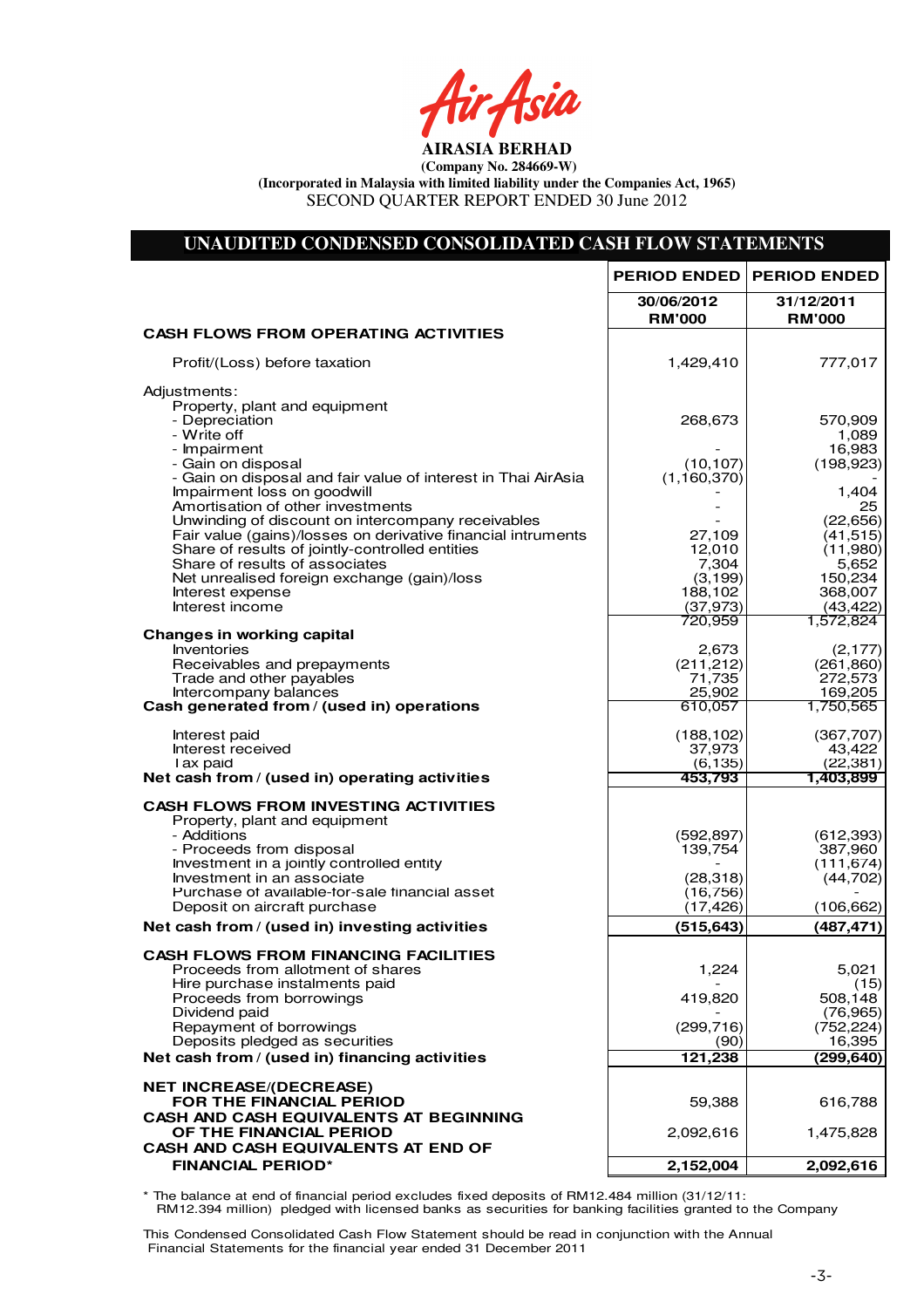**AIRASIA BERHAD**

**(Company No. 284669-W)**

**(Incorporated in Malaysia with limited liability under the Companies Act, 1965)**

SECOND QUARTER REPORT ENDED 30 June 2012

## UNAUDITED CONDENSED CONSOLIDATED CASH FLOW STATEMENTS

| | PERIOD ENDED | PERIOD ENDED |
|---|---|---|
| | 30/06/2012 RM'000 | 31/12/2011 RM'000 |
| **CASH FLOWS FROM OPERATING ACTIVITIES** | | |
| Profit/(Loss) before taxation | 1,429,410 | 777,017 |
| Adjustments: | | |
| Property, plant and equipment | | |
| - Depreciation | 268,673 | 570,909 |
| - Write off | | 1,089 |
| - Impairment | - | 16,983 |
| - Gain on disposal | (10,107) | (198,923) |
| - Gain on disposal and fair value of interest in Thai AirAsia | (1,160,370) | - |
| Impairment loss on goodwill | - | 1,404 |
| Amortisation of other investments | - | 25 |
| Unwinding of discount on intercompany receivables | - | (22,656) |
| Fair value (gains)/losses on derivative financial intruments | 27,109 | (41,515) |
| Share of results of jointly-controlled entities | 12,010 | (11,980) |
| Share of results of associates | 7,304 | 5,652 |
| Net unrealised foreign exchange (gain)/loss | (3,199) | 150,234 |
| Interest expense | 188,102 | 368,007 |
| Interest income | (37,973) | (43,422) |
| | 720,959 | 1,572,824 |
| **Changes in working capital** | | |
| Inventories | 2,673 | (2,177) |
| Receivables and prepayments | (211,212) | (261,860) |
| Trade and other payables | 71,735 | 272,573 |
| Intercompany balances | 25,902 | 169,205 |
| **Cash generated from / (used in) operations** | 610,057 | 1,750,565 |
| Interest paid | (188,102) | (367,707) |
| Interest received | 37,973 | 43,422 |
| Tax paid | (6,135) | (22,381) |
| **Net cash from / (used in) operating activities** | **453,793** | **1,403,899** |
| **CASH FLOWS FROM INVESTING ACTIVITIES** | | |
| Property, plant and equipment | | |
| - Additions | (592,897) | (612,393) |
| - Proceeds from disposal | 139,754 | 387,960 |
| Investment in a jointly controlled entity | - | (111,674) |
| Investment in an associate | (28,318) | (44,702) |
| Purchase of available-for-sale financial asset | (16,756) | - |
| Deposit on aircraft purchase | (17,426) | (106,662) |
| **Net cash from / (used in) investing activities** | **(515,643)** | **(487,471)** |
| **CASH FLOWS FROM FINANCING FACILITIES** | | |
| Proceeds from allotment of shares | 1,224 | 5,021 |
| Hire purchase instalments paid | - | (15) |
| Proceeds from borrowings | 419,820 | 508,148 |
| Dividend paid | - | (76,965) |
| Repayment of borrowings | (299,716) | (752,224) |
| Deposits pledged as securities | (90) | 16,395 |
| **Net cash from / (used in) financing activities** | **121,238** | **(299,640)** |
| **NET INCREASE/(DECREASE) FOR THE FINANCIAL PERIOD** | 59,388 | 616,788 |
| **CASH AND CASH EQUIVALENTS AT BEGINNING OF THE FINANCIAL PERIOD** | 2,092,616 | 1,475,828 |
| **CASH AND CASH EQUIVALENTS AT END OF FINANCIAL PERIOD*** | **2,152,004** | **2,092,616** |

\* The balance at end of financial period excludes fixed deposits of RM12.484 million (31/12/11: RM12.394 million) pledged with licensed banks as securities for banking facilities granted to the Company

This Condensed Consolidated Cash Flow Statement should be read in conjunction with the Annual Financial Statements for the financial year ended 31 December 2011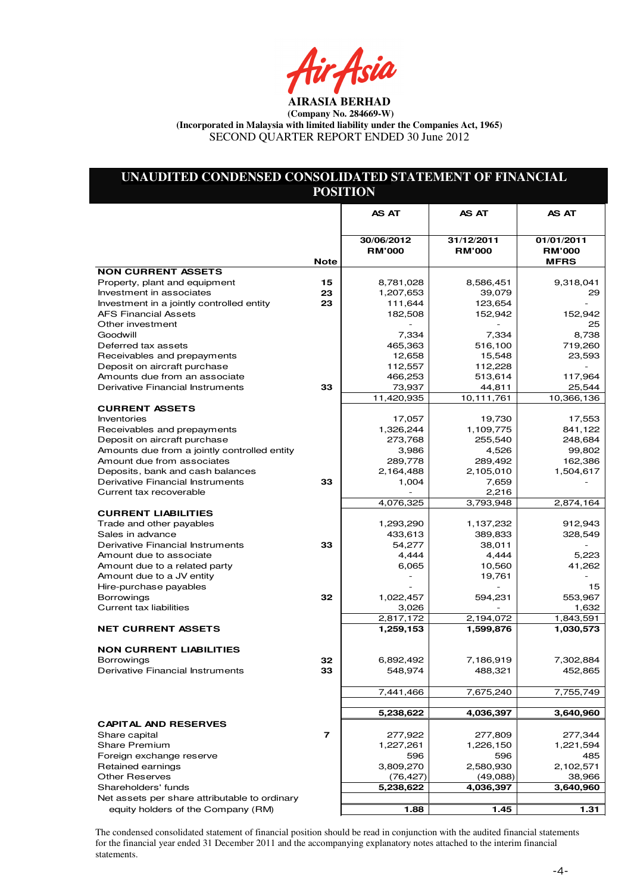**AIRASIA BERHAD**

**(Company No. 284669-W)**

**(Incorporated in Malaysia with limited liability under the Companies Act, 1965)**

SECOND QUARTER REPORT ENDED 30 June 2012

## UNAUDITED CONDENSED CONSOLIDATED STATEMENT OF FINANCIAL POSITION

| | Note | AS AT 30/06/2012 RM'000 | AS AT 31/12/2011 RM'000 | AS AT 01/01/2011 RM'000 MFRS |
|---|---|---|---|---|
| **NON CURRENT ASSETS** | | | | |
| Property, plant and equipment | 15 | 8,781,028 | 8,586,451 | 9,318,041 |
| Investment in associates | 23 | 1,207,653 | 39,079 | 29 |
| Investment in a jointly controlled entity | 23 | 111,644 | 123,654 | - |
| AFS Financial Assets | | 182,508 | 152,942 | 152,942 |
| Other investment | | - | - | 25 |
| Goodwill | | 7,334 | 7,334 | 8,738 |
| Deferred tax assets | | 465,363 | 516,100 | 719,260 |
| Receivables and prepayments | | 12,658 | 15,548 | 23,593 |
| Deposit on aircraft purchase | | 112,557 | 112,228 | - |
| Amounts due from an associate | | 466,253 | 513,614 | 117,964 |
| Derivative Financial Instruments | 33 | 73,937 | 44,811 | 25,544 |
| | | 11,420,935 | 10,111,761 | 10,366,136 |
| **CURRENT ASSETS** | | | | |
| Inventories | | 17,057 | 19,730 | 17,553 |
| Receivables and prepayments | | 1,326,244 | 1,109,775 | 841,122 |
| Deposit on aircraft purchase | | 273,768 | 255,540 | 248,684 |
| Amounts due from a jointly controlled entity | | 3,986 | 4,526 | 99,802 |
| Amount due from associates | | 289,778 | 289,492 | 162,386 |
| Deposits, bank and cash balances | | 2,164,488 | 2,105,010 | 1,504,617 |
| Derivative Financial Instruments | 33 | 1,004 | 7,659 | - |
| Current tax recoverable | | - | 2,216 | |
| | | 4,076,325 | 3,793,948 | 2,874,164 |
| **CURRENT LIABILITIES** | | | | |
| Trade and other payables | | 1,293,290 | 1,137,232 | 912,943 |
| Sales in advance | | 433,613 | 389,833 | 328,549 |
| Derivative Financial Instruments | 33 | 54,277 | 38,011 | - |
| Amount due to associate | | 4,444 | 4,444 | 5,223 |
| Amount due to a related party | | 6,065 | 10,560 | 41,262 |
| Amount due to a JV entity | | - | 19,761 | - |
| Hire-purchase payables | | - | - | 15 |
| Borrowings | 32 | 1,022,457 | 594,231 | 553,967 |
| Current tax liabilities | | 3,026 | - | 1,632 |
| | | 2,817,172 | 2,194,072 | 1,843,591 |
| **NET CURRENT ASSETS** | | **1,259,153** | **1,599,876** | **1,030,573** |
| **NON CURRENT LIABILITIES** | | | | |
| Borrowings | 32 | 6,892,492 | 7,186,919 | 7,302,884 |
| Derivative Financial Instruments | 33 | 548,974 | 488,321 | 452,865 |
| | | 7,441,466 | 7,675,240 | 7,755,749 |
| | | **5,238,622** | **4,036,397** | **3,640,960** |
| **CAPITAL AND RESERVES** | | | | |
| Share capital | 7 | 277,922 | 277,809 | 277,344 |
| Share Premium | | 1,227,261 | 1,226,150 | 1,221,594 |
| Foreign exchange reserve | | 596 | 596 | 485 |
| Retained earnings | | 3,809,270 | 2,580,930 | 2,102,571 |
| Other Reserves | | (76,427) | (49,088) | 38,966 |
| Shareholders' funds | | **5,238,622** | **4,036,397** | **3,640,960** |
| Net assets per share attributable to ordinary equity holders of the Company (RM) | | **1.88** | **1.45** | **1.31** |

The condensed consolidated statement of financial position should be read in conjunction with the audited financial statements for the financial year ended 31 December 2011 and the accompanying explanatory notes attached to the interim financial statements.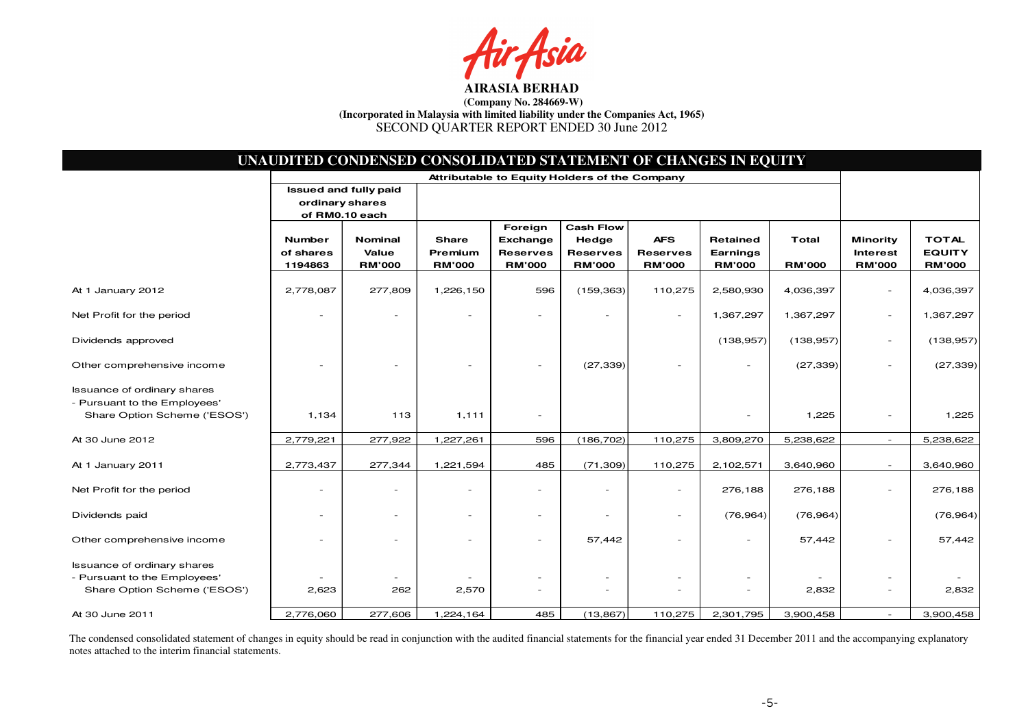**AIRASIA BERHAD**

**(Company No. 284669-W)**

**(Incorporated in Malaysia with limited liability under the Companies Act, 1965)**

SECOND QUARTER REPORT ENDED 30 June 2012

## UNAUDITED CONDENSED CONSOLIDATED STATEMENT OF CHANGES IN EQUITY

| | Attributable to Equity Holders of the Company | | | | | | | | | |
|---|---|---|---|---|---|---|---|---|---|---|
| | Issued and fully paid ordinary shares of RM0.10 each | | | | | | | | | |
| | Number of shares 1194863 | Nominal Value RM'000 | Share Premium RM'000 | Foreign Exchange Reserves RM'000 | Cash Flow Hedge Reserves RM'000 | AFS Reserves RM'000 | Retained Earnings RM'000 | Total RM'000 | Minority Interest RM'000 | TOTAL EQUITY RM'000 |
| At 1 January 2012 | 2,778,087 | 277,809 | 1,226,150 | 596 | (159,363) | 110,275 | 2,580,930 | 4,036,397 | - | 4,036,397 |
| Net Profit for the period | - | - | - | - | - | - | 1,367,297 | 1,367,297 | - | 1,367,297 |
| Dividends approved | | | | | | | (138,957) | (138,957) | - | (138,957) |
| Other comprehensive income | - | - | - | - | (27,339) | - | - | (27,339) | - | (27,339) |
| Issuance of ordinary shares - Pursuant to the Employees' Share Option Scheme ('ESOS') | 1,134 | 113 | 1,111 | - | | | - | 1,225 | - | 1,225 |
| At 30 June 2012 | 2,779,221 | 277,922 | 1,227,261 | 596 | (186,702) | 110,275 | 3,809,270 | 5,238,622 | - | 5,238,622 |
| At 1 January 2011 | 2,773,437 | 277,344 | 1,221,594 | 485 | (71,309) | 110,275 | 2,102,571 | 3,640,960 | - | 3,640,960 |
| Net Profit for the period | - | - | - | - | - | - | 276,188 | 276,188 | - | 276,188 |
| Dividends paid | - | - | - | - | - | - | (76,964) | (76,964) | | (76,964) |
| Other comprehensive income | - | - | - | - | 57,442 | - | - | 57,442 | - | 57,442 |
| Issuance of ordinary shares - Pursuant to the Employees' Share Option Scheme ('ESOS') | 2,623 | 262 | 2,570 | - | - | - | - | 2,832 | - | 2,832 |
| At 30 June 2011 | 2,776,060 | 277,606 | 1,224,164 | 485 | (13,867) | 110,275 | 2,301,795 | 3,900,458 | - | 3,900,458 |

The condensed consolidated statement of changes in equity should be read in conjunction with the audited financial statements for the financial year ended 31 December 2011 and the accompanying explanatory notes attached to the interim financial statements.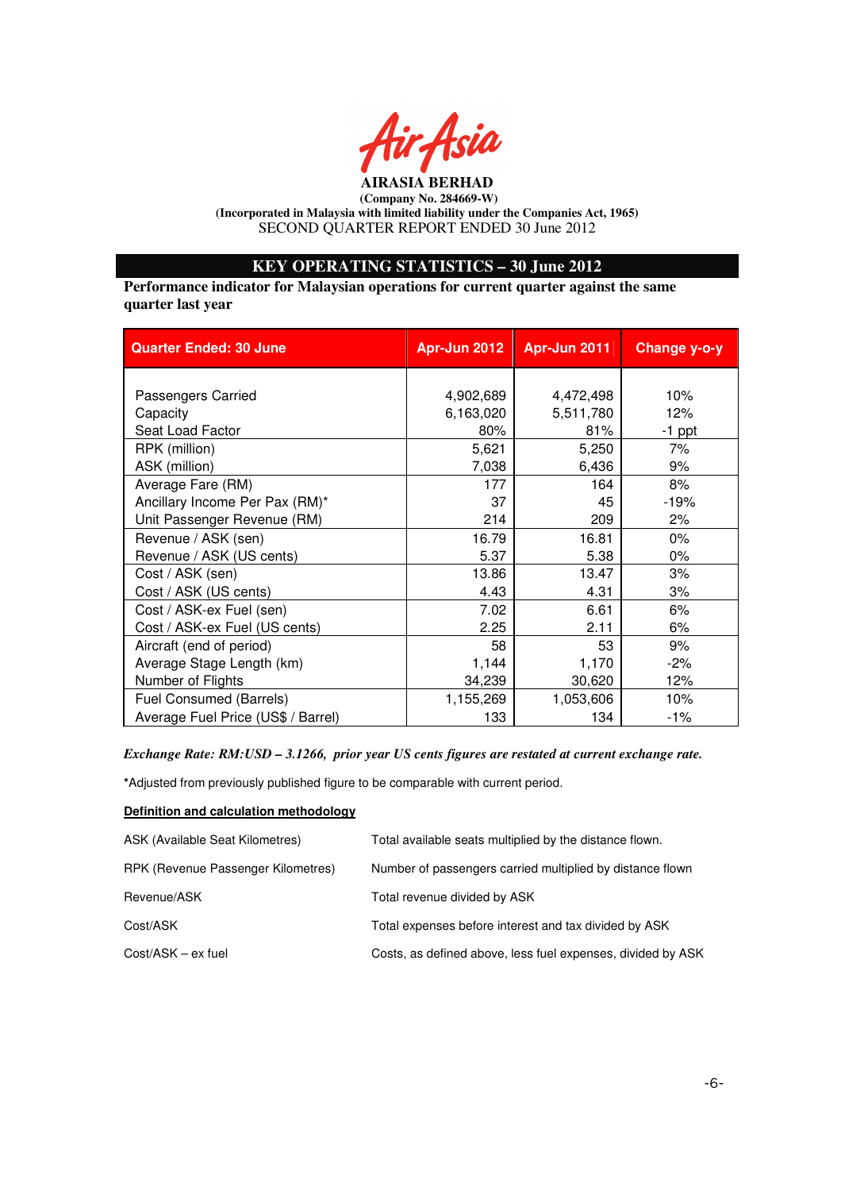**AIRASIA BERHAD**
**(Company No. 284669-W)**
**(Incorporated in Malaysia with limited liability under the Companies Act, 1965)**
SECOND QUARTER REPORT ENDED 30 June 2012

## KEY OPERATING STATISTICS – 30 June 2012

**Performance indicator for Malaysian operations for current quarter against the same quarter last year**

| Quarter Ended: 30 June | Apr-Jun 2012 | Apr-Jun 2011 | Change y-o-y |
|---|---|---|---|
| Passengers Carried | 4,902,689 | 4,472,498 | 10% |
| Capacity | 6,163,020 | 5,511,780 | 12% |
| Seat Load Factor | 80% | 81% | -1 ppt |
| RPK (million) | 5,621 | 5,250 | 7% |
| ASK (million) | 7,038 | 6,436 | 9% |
| Average Fare (RM) | 177 | 164 | 8% |
| Ancillary Income Per Pax (RM)* | 37 | 45 | -19% |
| Unit Passenger Revenue (RM) | 214 | 209 | 2% |
| Revenue / ASK (sen) | 16.79 | 16.81 | 0% |
| Revenue / ASK (US cents) | 5.37 | 5.38 | 0% |
| Cost / ASK (sen) | 13.86 | 13.47 | 3% |
| Cost / ASK (US cents) | 4.43 | 4.31 | 3% |
| Cost / ASK-ex Fuel (sen) | 7.02 | 6.61 | 6% |
| Cost / ASK-ex Fuel (US cents) | 2.25 | 2.11 | 6% |
| Aircraft (end of period) | 58 | 53 | 9% |
| Average Stage Length (km) | 1,144 | 1,170 | -2% |
| Number of Flights | 34,239 | 30,620 | 12% |
| Fuel Consumed (Barrels) | 1,155,269 | 1,053,606 | 10% |
| Average Fuel Price (US$ / Barrel) | 133 | 134 | -1% |

***Exchange Rate: RM:USD – 3.1266, prior year US cents figures are restated at current exchange rate.***

*Adjusted from previously published figure to be comparable with current period.

**Definition and calculation methodology**

| | |
|---|---|
| ASK (Available Seat Kilometres) | Total available seats multiplied by the distance flown. |
| RPK (Revenue Passenger Kilometres) | Number of passengers carried multiplied by distance flown |
| Revenue/ASK | Total revenue divided by ASK |
| Cost/ASK | Total expenses before interest and tax divided by ASK |
| Cost/ASK – ex fuel | Costs, as defined above, less fuel expenses, divided by ASK |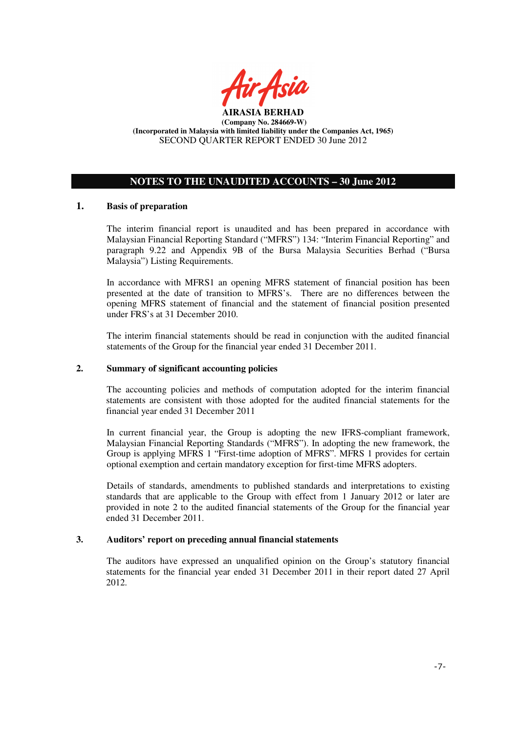**AIRASIA BERHAD**
**(Company No. 284669-W)**
**(Incorporated in Malaysia with limited liability under the Companies Act, 1965)**
SECOND QUARTER REPORT ENDED 30 June 2012

## NOTES TO THE UNAUDITED ACCOUNTS – 30 June 2012

### 1. Basis of preparation

The interim financial report is unaudited and has been prepared in accordance with Malaysian Financial Reporting Standard ("MFRS") 134: "Interim Financial Reporting" and paragraph 9.22 and Appendix 9B of the Bursa Malaysia Securities Berhad ("Bursa Malaysia") Listing Requirements.

In accordance with MFRS1 an opening MFRS statement of financial position has been presented at the date of transition to MFRS's. There are no differences between the opening MFRS statement of financial and the statement of financial position presented under FRS's at 31 December 2010.

The interim financial statements should be read in conjunction with the audited financial statements of the Group for the financial year ended 31 December 2011.

### 2. Summary of significant accounting policies

The accounting policies and methods of computation adopted for the interim financial statements are consistent with those adopted for the audited financial statements for the financial year ended 31 December 2011

In current financial year, the Group is adopting the new IFRS-compliant framework, Malaysian Financial Reporting Standards ("MFRS"). In adopting the new framework, the Group is applying MFRS 1 "First-time adoption of MFRS". MFRS 1 provides for certain optional exemption and certain mandatory exception for first-time MFRS adopters.

Details of standards, amendments to published standards and interpretations to existing standards that are applicable to the Group with effect from 1 January 2012 or later are provided in note 2 to the audited financial statements of the Group for the financial year ended 31 December 2011.

### 3. Auditors' report on preceding annual financial statements

The auditors have expressed an unqualified opinion on the Group's statutory financial statements for the financial year ended 31 December 2011 in their report dated 27 April 2012.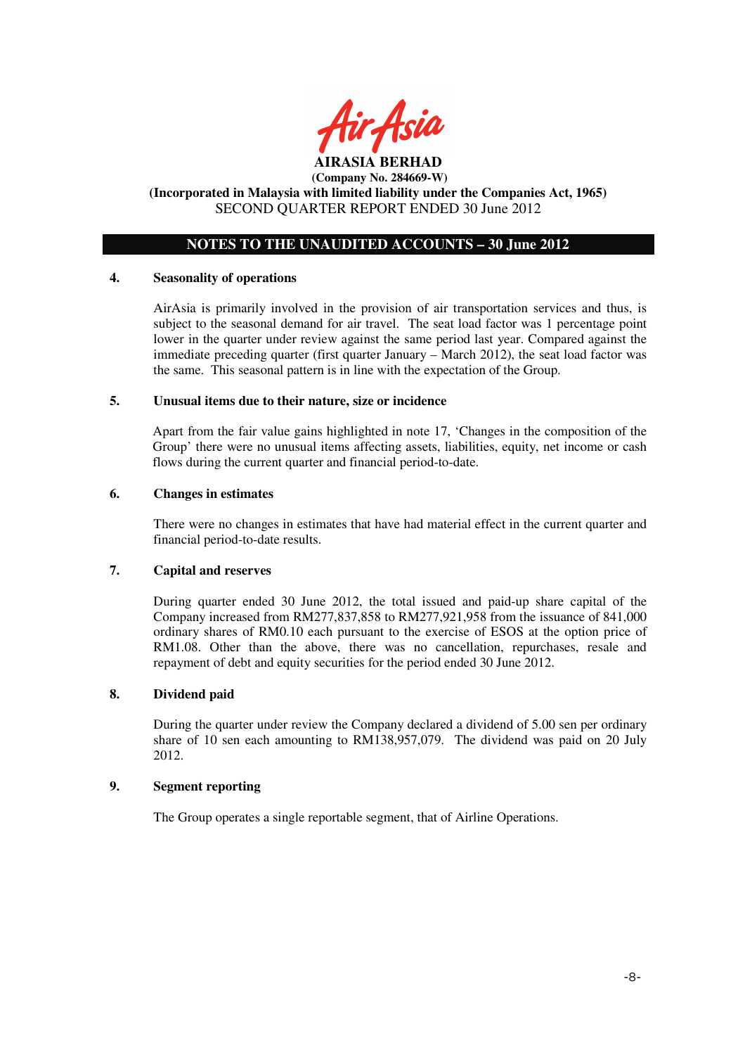**AIRASIA BERHAD**
**(Company No. 284669-W)**
**(Incorporated in Malaysia with limited liability under the Companies Act, 1965)**
SECOND QUARTER REPORT ENDED 30 June 2012

## NOTES TO THE UNAUDITED ACCOUNTS – 30 June 2012

### 4. Seasonality of operations

AirAsia is primarily involved in the provision of air transportation services and thus, is subject to the seasonal demand for air travel. The seat load factor was 1 percentage point lower in the quarter under review against the same period last year. Compared against the immediate preceding quarter (first quarter January – March 2012), the seat load factor was the same. This seasonal pattern is in line with the expectation of the Group.

### 5. Unusual items due to their nature, size or incidence

Apart from the fair value gains highlighted in note 17, 'Changes in the composition of the Group' there were no unusual items affecting assets, liabilities, equity, net income or cash flows during the current quarter and financial period-to-date.

### 6. Changes in estimates

There were no changes in estimates that have had material effect in the current quarter and financial period-to-date results.

### 7. Capital and reserves

During quarter ended 30 June 2012, the total issued and paid-up share capital of the Company increased from RM277,837,858 to RM277,921,958 from the issuance of 841,000 ordinary shares of RM0.10 each pursuant to the exercise of ESOS at the option price of RM1.08. Other than the above, there was no cancellation, repurchases, resale and repayment of debt and equity securities for the period ended 30 June 2012.

### 8. Dividend paid

During the quarter under review the Company declared a dividend of 5.00 sen per ordinary share of 10 sen each amounting to RM138,957,079. The dividend was paid on 20 July 2012.

### 9. Segment reporting

The Group operates a single reportable segment, that of Airline Operations.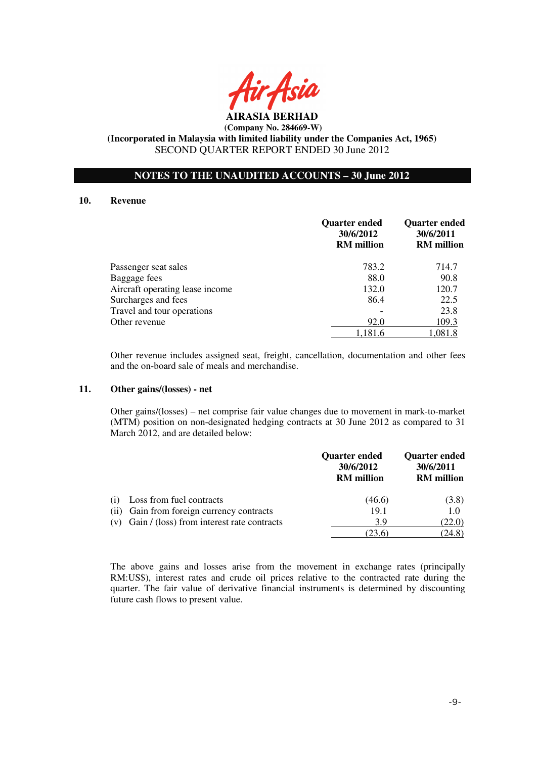**AIRASIA BERHAD**
**(Company No. 284669-W)**
**(Incorporated in Malaysia with limited liability under the Companies Act, 1965)**
SECOND QUARTER REPORT ENDED 30 June 2012

## NOTES TO THE UNAUDITED ACCOUNTS – 30 June 2012

### 10. Revenue

| | Quarter ended 30/6/2012 RM million | Quarter ended 30/6/2011 RM million |
|---|---|---|
| Passenger seat sales | 783.2 | 714.7 |
| Baggage fees | 88.0 | 90.8 |
| Aircraft operating lease income | 132.0 | 120.7 |
| Surcharges and fees | 86.4 | 22.5 |
| Travel and tour operations | - | 23.8 |
| Other revenue | 92.0 | 109.3 |
| | 1,181.6 | 1,081.8 |

Other revenue includes assigned seat, freight, cancellation, documentation and other fees and the on-board sale of meals and merchandise.

### 11. Other gains/(losses) - net

Other gains/(losses) – net comprise fair value changes due to movement in mark-to-market (MTM) position on non-designated hedging contracts at 30 June 2012 as compared to 31 March 2012, and are detailed below:

| | Quarter ended 30/6/2012 RM million | Quarter ended 30/6/2011 RM million |
|---|---|---|
| (i) Loss from fuel contracts | (46.6) | (3.8) |
| (ii) Gain from foreign currency contracts | 19.1 | 1.0 |
| (v) Gain / (loss) from interest rate contracts | 3.9 | (22.0) |
| | (23.6) | (24.8) |

The above gains and losses arise from the movement in exchange rates (principally RM:US$), interest rates and crude oil prices relative to the contracted rate during the quarter. The fair value of derivative financial instruments is determined by discounting future cash flows to present value.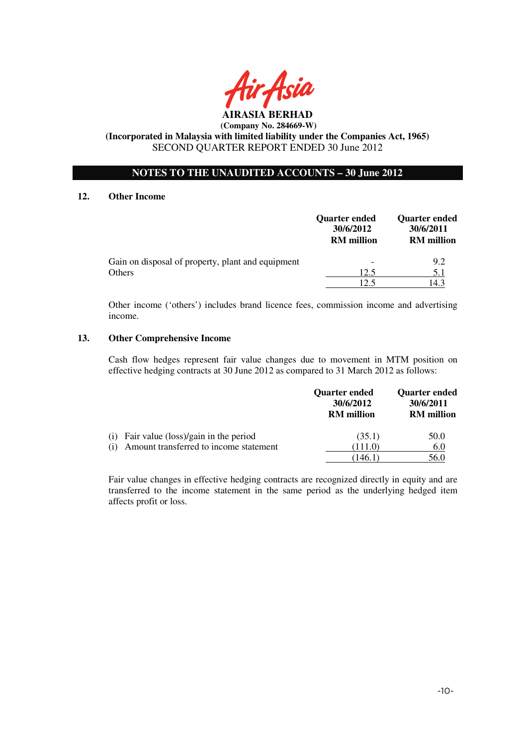**AIRASIA BERHAD**
**(Company No. 284669-W)**
**(Incorporated in Malaysia with limited liability under the Companies Act, 1965)**
SECOND QUARTER REPORT ENDED 30 June 2012

## NOTES TO THE UNAUDITED ACCOUNTS – 30 June 2012

### 12. Other Income

| | Quarter ended 30/6/2012 RM million | Quarter ended 30/6/2011 RM million |
|---|---|---|
| Gain on disposal of property, plant and equipment | - | 9.2 |
| Others | 12.5 | 5.1 |
| | 12.5 | 14.3 |

Other income ('others') includes brand licence fees, commission income and advertising income.

### 13. Other Comprehensive Income

Cash flow hedges represent fair value changes due to movement in MTM position on effective hedging contracts at 30 June 2012 as compared to 31 March 2012 as follows:

| | Quarter ended 30/6/2012 RM million | Quarter ended 30/6/2011 RM million |
|---|---|---|
| (i) Fair value (loss)/gain in the period | (35.1) | 50.0 |
| (i) Amount transferred to income statement | (111.0) | 6.0 |
| | (146.1) | 56.0 |

Fair value changes in effective hedging contracts are recognized directly in equity and are transferred to the income statement in the same period as the underlying hedged item affects profit or loss.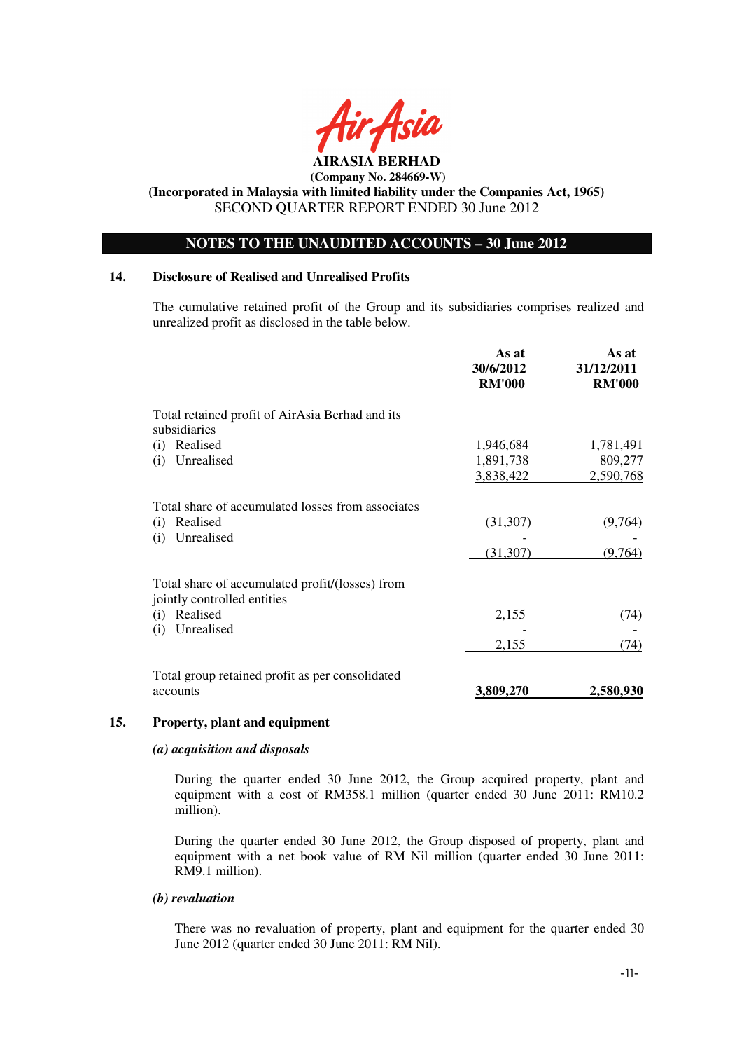**AIRASIA BERHAD**
**(Company No. 284669-W)**
**(Incorporated in Malaysia with limited liability under the Companies Act, 1965)**
SECOND QUARTER REPORT ENDED 30 June 2012

## NOTES TO THE UNAUDITED ACCOUNTS – 30 June 2012

### 14. Disclosure of Realised and Unrealised Profits

The cumulative retained profit of the Group and its subsidiaries comprises realized and unrealized profit as disclosed in the table below.

| | As at 30/6/2012 RM'000 | As at 31/12/2011 RM'000 |
|---|---|---|
| Total retained profit of AirAsia Berhad and its subsidiaries | | |
| (i) Realised | 1,946,684 | 1,781,491 |
| (i) Unrealised | 1,891,738 | 809,277 |
| | 3,838,422 | 2,590,768 |
| Total share of accumulated losses from associates | | |
| (i) Realised | (31,307) | (9,764) |
| (i) Unrealised | - | - |
| | (31,307) | (9,764) |
| Total share of accumulated profit/(losses) from jointly controlled entities | | |
| (i) Realised | 2,155 | (74) |
| (i) Unrealised | - | - |
| | 2,155 | (74) |
| Total group retained profit as per consolidated accounts | **3,809,270** | **2,580,930** |

### 15. Property, plant and equipment

***(a) acquisition and disposals***

During the quarter ended 30 June 2012, the Group acquired property, plant and equipment with a cost of RM358.1 million (quarter ended 30 June 2011: RM10.2 million).

During the quarter ended 30 June 2012, the Group disposed of property, plant and equipment with a net book value of RM Nil million (quarter ended 30 June 2011: RM9.1 million).

***(b) revaluation***

There was no revaluation of property, plant and equipment for the quarter ended 30 June 2012 (quarter ended 30 June 2011: RM Nil).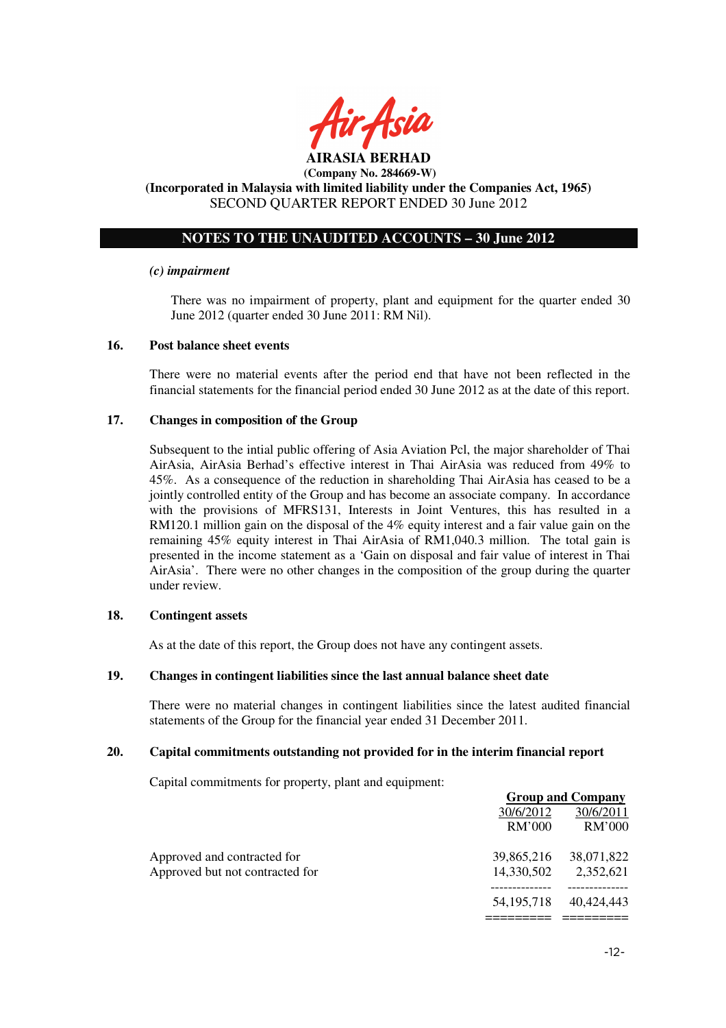# NOTES TO THE UNAUDITED ACCOUNTS – 30 June 2012

***(c) impairment***

There was no impairment of property, plant and equipment for the quarter ended 30 June 2012 (quarter ended 30 June 2011: RM Nil).

## 16. Post balance sheet events

There were no material events after the period end that have not been reflected in the financial statements for the financial period ended 30 June 2012 as at the date of this report.

## 17. Changes in composition of the Group

Subsequent to the intial public offering of Asia Aviation Pcl, the major shareholder of Thai AirAsia, AirAsia Berhad's effective interest in Thai AirAsia was reduced from 49% to 45%. As a consequence of the reduction in shareholding Thai AirAsia has ceased to be a jointly controlled entity of the Group and has become an associate company. In accordance with the provisions of MFRS131, Interests in Joint Ventures, this has resulted in a RM120.1 million gain on the disposal of the 4% equity interest and a fair value gain on the remaining 45% equity interest in Thai AirAsia of RM1,040.3 million. The total gain is presented in the income statement as a 'Gain on disposal and fair value of interest in Thai AirAsia'. There were no other changes in the composition of the group during the quarter under review.

## 18. Contingent assets

As at the date of this report, the Group does not have any contingent assets.

## 19. Changes in contingent liabilities since the last annual balance sheet date

There were no material changes in contingent liabilities since the latest audited financial statements of the Group for the financial year ended 31 December 2011.

## 20. Capital commitments outstanding not provided for in the interim financial report

Capital commitments for property, plant and equipment:

| | Group and Company | |
|---|---|---|
| | 30/6/2012 | 30/6/2011 |
| | RM'000 | RM'000 |
| Approved and contracted for | 39,865,216 | 38,071,822 |
| Approved but not contracted for | 14,330,502 | 2,352,621 |
| | 54,195,718 | 40,424,443 |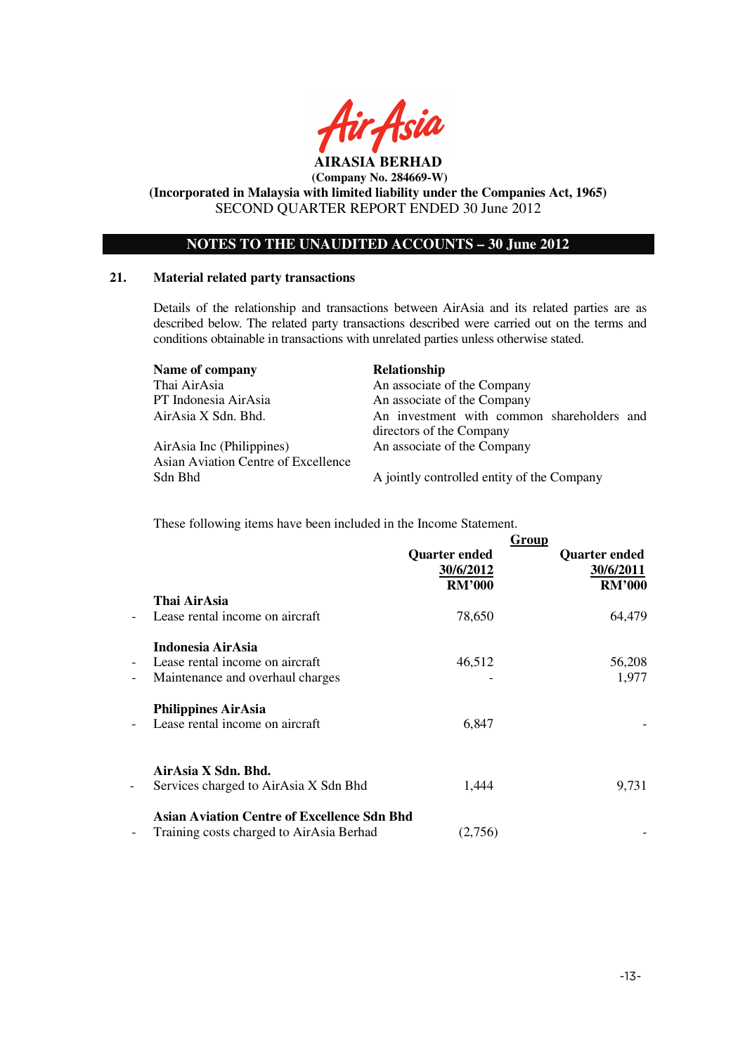**AIRASIA BERHAD**
**(Company No. 284669-W)**
**(Incorporated in Malaysia with limited liability under the Companies Act, 1965)**
SECOND QUARTER REPORT ENDED 30 June 2012

## NOTES TO THE UNAUDITED ACCOUNTS – 30 June 2012

### 21. Material related party transactions

Details of the relationship and transactions between AirAsia and its related parties are as described below. The related party transactions described were carried out on the terms and conditions obtainable in transactions with unrelated parties unless otherwise stated.

| Name of company | Relationship |
|---|---|
| Thai AirAsia | An associate of the Company |
| PT Indonesia AirAsia | An associate of the Company |
| AirAsia X Sdn. Bhd. | An investment with common shareholders and directors of the Company |
| AirAsia Inc (Philippines) | An associate of the Company |
| Asian Aviation Centre of Excellence Sdn Bhd | A jointly controlled entity of the Company |

These following items have been included in the Income Statement.

| | | Group | |
|---|---|---|---|
| | | Quarter ended 30/6/2012 RM'000 | Quarter ended 30/6/2011 RM'000 |
| | **Thai AirAsia** | | |
| - | Lease rental income on aircraft | 78,650 | 64,479 |
| | **Indonesia AirAsia** | | |
| - | Lease rental income on aircraft | 46,512 | 56,208 |
| - | Maintenance and overhaul charges | - | 1,977 |
| | **Philippines AirAsia** | | |
| - | Lease rental income on aircraft | 6,847 | - |
| | **AirAsia X Sdn. Bhd.** | | |
| - | Services charged to AirAsia X Sdn Bhd | 1,444 | 9,731 |
| | **Asian Aviation Centre of Excellence Sdn Bhd** | | |
| - | Training costs charged to AirAsia Berhad | (2,756) | - |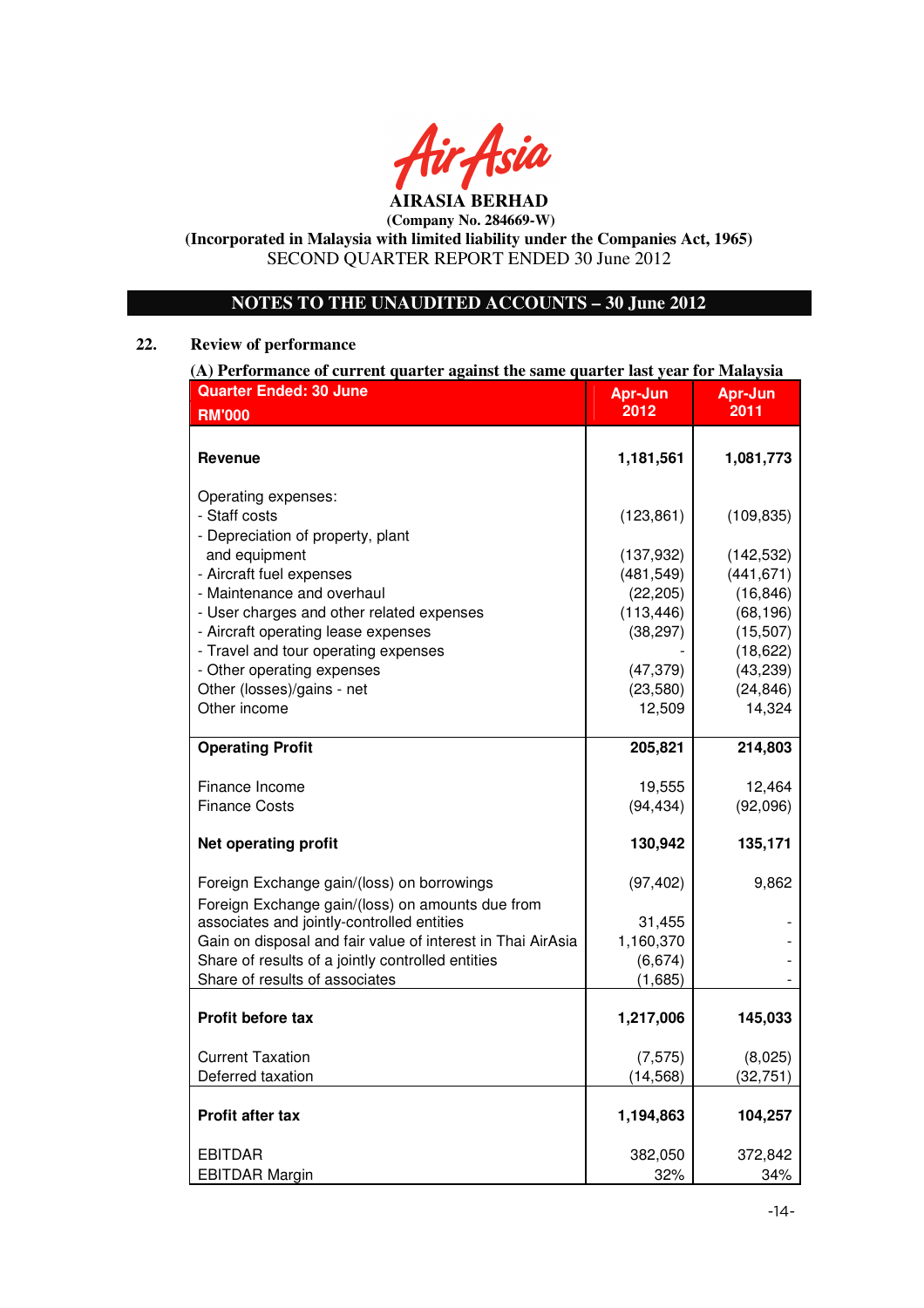**AIRASIA BERHAD**

**(Company No. 284669-W)**

**(Incorporated in Malaysia with limited liability under the Companies Act, 1965)**

SECOND QUARTER REPORT ENDED 30 June 2012

## NOTES TO THE UNAUDITED ACCOUNTS – 30 June 2012

### 22. Review of performance

**(A) Performance of current quarter against the same quarter last year for Malaysia**

| Quarter Ended: 30 June<br>RM'000 | Apr-Jun 2012 | Apr-Jun 2011 |
|---|---|---|
| **Revenue** | **1,181,561** | **1,081,773** |
| Operating expenses: | | |
| - Staff costs | (123,861) | (109,835) |
| - Depreciation of property, plant and equipment | (137,932) | (142,532) |
| - Aircraft fuel expenses | (481,549) | (441,671) |
| - Maintenance and overhaul | (22,205) | (16,846) |
| - User charges and other related expenses | (113,446) | (68,196) |
| - Aircraft operating lease expenses | (38,297) | (15,507) |
| - Travel and tour operating expenses | - | (18,622) |
| - Other operating expenses | (47,379) | (43,239) |
| Other (losses)/gains - net | (23,580) | (24,846) |
| Other income | 12,509 | 14,324 |
| **Operating Profit** | **205,821** | **214,803** |
| Finance Income | 19,555 | 12,464 |
| Finance Costs | (94,434) | (92,096) |
| **Net operating profit** | **130,942** | **135,171** |
| Foreign Exchange gain/(loss) on borrowings | (97,402) | 9,862 |
| Foreign Exchange gain/(loss) on amounts due from associates and jointly-controlled entities | 31,455 | - |
| Gain on disposal and fair value of interest in Thai AirAsia | 1,160,370 | - |
| Share of results of a jointly controlled entities | (6,674) | - |
| Share of results of associates | (1,685) | - |
| **Profit before tax** | **1,217,006** | **145,033** |
| Current Taxation | (7,575) | (8,025) |
| Deferred taxation | (14,568) | (32,751) |
| **Profit after tax** | **1,194,863** | **104,257** |
| EBITDAR | 382,050 | 372,842 |
| EBITDAR Margin | 32% | 34% |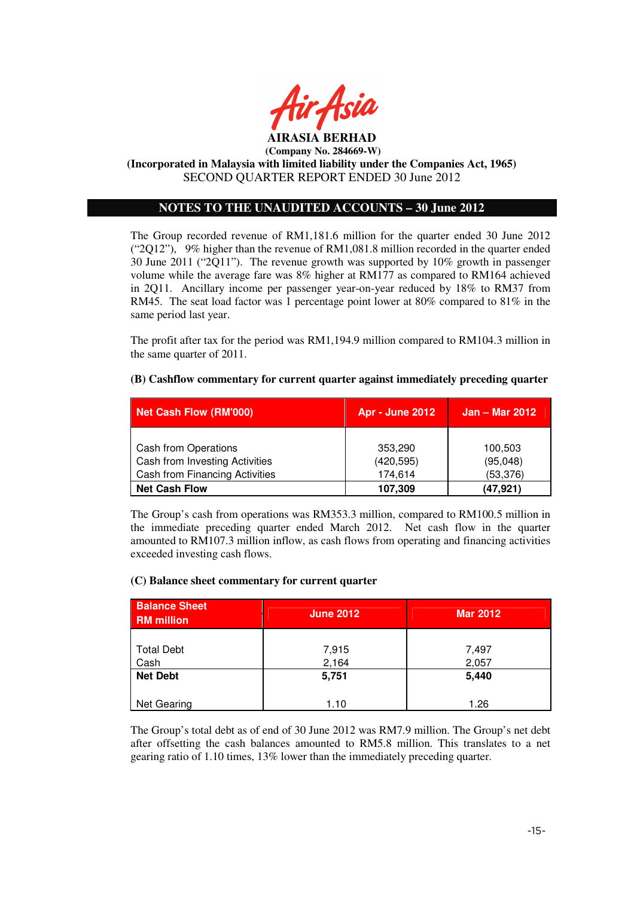AIRASIA BERHAD

(Company No. 284669-W)

(Incorporated in Malaysia with limited liability under the Companies Act, 1965)

SECOND QUARTER REPORT ENDED 30 June 2012

## NOTES TO THE UNAUDITED ACCOUNTS – 30 June 2012

The Group recorded revenue of RM1,181.6 million for the quarter ended 30 June 2012 ("2Q12"), 9% higher than the revenue of RM1,081.8 million recorded in the quarter ended 30 June 2011 ("2Q11"). The revenue growth was supported by 10% growth in passenger volume while the average fare was 8% higher at RM177 as compared to RM164 achieved in 2Q11. Ancillary income per passenger year-on-year reduced by 18% to RM37 from RM45. The seat load factor was 1 percentage point lower at 80% compared to 81% in the same period last year.

The profit after tax for the period was RM1,194.9 million compared to RM104.3 million in the same quarter of 2011.

**(B) Cashflow commentary for current quarter against immediately preceding quarter**

| Net Cash Flow (RM'000) | Apr - June 2012 | Jan – Mar 2012 |
|---|---|---|
| Cash from Operations | 353,290 | 100,503 |
| Cash from Investing Activities | (420,595) | (95,048) |
| Cash from Financing Activities | 174,614 | (53,376) |
| **Net Cash Flow** | **107,309** | **(47,921)** |

The Group's cash from operations was RM353.3 million, compared to RM100.5 million in the immediate preceding quarter ended March 2012. Net cash flow in the quarter amounted to RM107.3 million inflow, as cash flows from operating and financing activities exceeded investing cash flows.

**(C) Balance sheet commentary for current quarter**

| Balance Sheet RM million | June 2012 | Mar 2012 |
|---|---|---|
| Total Debt | 7,915 | 7,497 |
| Cash | 2,164 | 2,057 |
| **Net Debt** | **5,751** | **5,440** |
| Net Gearing | 1.10 | 1.26 |

The Group's total debt as of end of 30 June 2012 was RM7.9 million. The Group's net debt after offsetting the cash balances amounted to RM5.8 million. This translates to a net gearing ratio of 1.10 times, 13% lower than the immediately preceding quarter.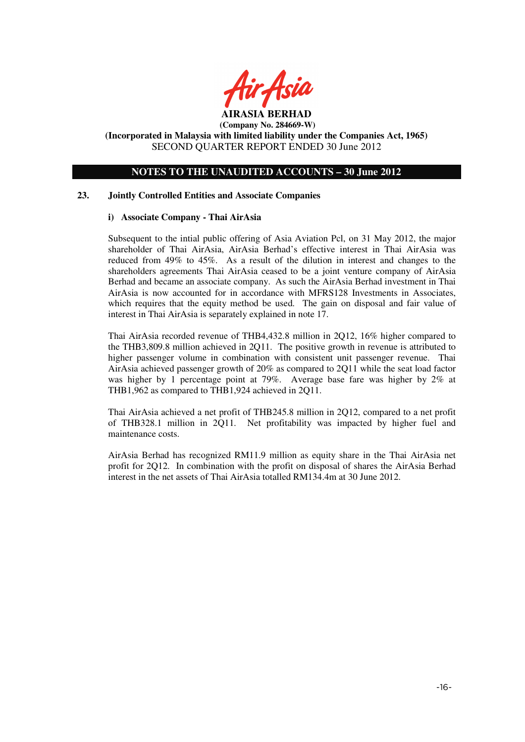**AIRASIA BERHAD**
**(Company No. 284669-W)**
**(Incorporated in Malaysia with limited liability under the Companies Act, 1965)**
SECOND QUARTER REPORT ENDED 30 June 2012

## NOTES TO THE UNAUDITED ACCOUNTS – 30 June 2012

### 23. Jointly Controlled Entities and Associate Companies

#### i) Associate Company - Thai AirAsia

Subsequent to the intial public offering of Asia Aviation Pcl, on 31 May 2012, the major shareholder of Thai AirAsia, AirAsia Berhad's effective interest in Thai AirAsia was reduced from 49% to 45%. As a result of the dilution in interest and changes to the shareholders agreements Thai AirAsia ceased to be a joint venture company of AirAsia Berhad and became an associate company. As such the AirAsia Berhad investment in Thai AirAsia is now accounted for in accordance with MFRS128 Investments in Associates, which requires that the equity method be used. The gain on disposal and fair value of interest in Thai AirAsia is separately explained in note 17.

Thai AirAsia recorded revenue of THB4,432.8 million in 2Q12, 16% higher compared to the THB3,809.8 million achieved in 2Q11. The positive growth in revenue is attributed to higher passenger volume in combination with consistent unit passenger revenue. Thai AirAsia achieved passenger growth of 20% as compared to 2Q11 while the seat load factor was higher by 1 percentage point at 79%. Average base fare was higher by 2% at THB1,962 as compared to THB1,924 achieved in 2Q11.

Thai AirAsia achieved a net profit of THB245.8 million in 2Q12, compared to a net profit of THB328.1 million in 2Q11. Net profitability was impacted by higher fuel and maintenance costs.

AirAsia Berhad has recognized RM11.9 million as equity share in the Thai AirAsia net profit for 2Q12. In combination with the profit on disposal of shares the AirAsia Berhad interest in the net assets of Thai AirAsia totalled RM134.4m at 30 June 2012.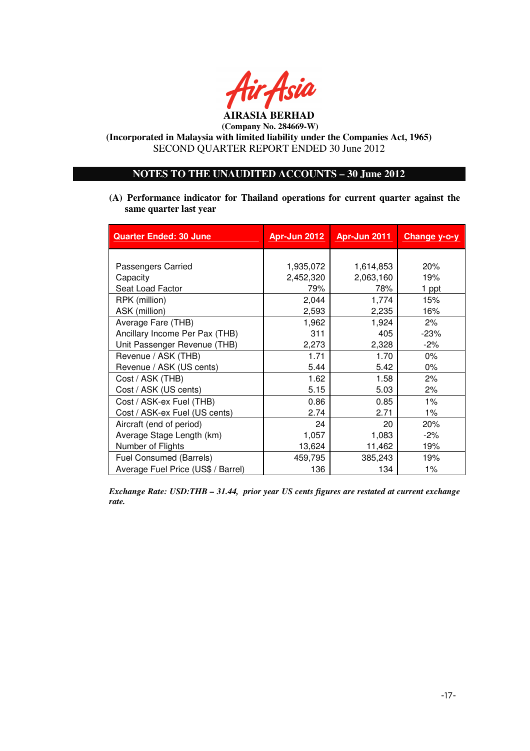**AIRASIA BERHAD**

**(Company No. 284669-W)**

**(Incorporated in Malaysia with limited liability under the Companies Act, 1965)**

SECOND QUARTER REPORT ENDED 30 June 2012

## NOTES TO THE UNAUDITED ACCOUNTS – 30 June 2012

**(A) Performance indicator for Thailand operations for current quarter against the same quarter last year**

| Quarter Ended: 30 June | Apr-Jun 2012 | Apr-Jun 2011 | Change y-o-y |
|---|---|---|---|
| Passengers Carried | 1,935,072 | 1,614,853 | 20% |
| Capacity | 2,452,320 | 2,063,160 | 19% |
| Seat Load Factor | 79% | 78% | 1 ppt |
| RPK (million) | 2,044 | 1,774 | 15% |
| ASK (million) | 2,593 | 2,235 | 16% |
| Average Fare (THB) | 1,962 | 1,924 | 2% |
| Ancillary Income Per Pax (THB) | 311 | 405 | -23% |
| Unit Passenger Revenue (THB) | 2,273 | 2,328 | -2% |
| Revenue / ASK (THB) | 1.71 | 1.70 | 0% |
| Revenue / ASK (US cents) | 5.44 | 5.42 | 0% |
| Cost / ASK (THB) | 1.62 | 1.58 | 2% |
| Cost / ASK (US cents) | 5.15 | 5.03 | 2% |
| Cost / ASK-ex Fuel (THB) | 0.86 | 0.85 | 1% |
| Cost / ASK-ex Fuel (US cents) | 2.74 | 2.71 | 1% |
| Aircraft (end of period) | 24 | 20 | 20% |
| Average Stage Length (km) | 1,057 | 1,083 | -2% |
| Number of Flights | 13,624 | 11,462 | 19% |
| Fuel Consumed (Barrels) | 459,795 | 385,243 | 19% |
| Average Fuel Price (US$ / Barrel) | 136 | 134 | 1% |

***Exchange Rate: USD:THB – 31.44, prior year US cents figures are restated at current exchange rate.***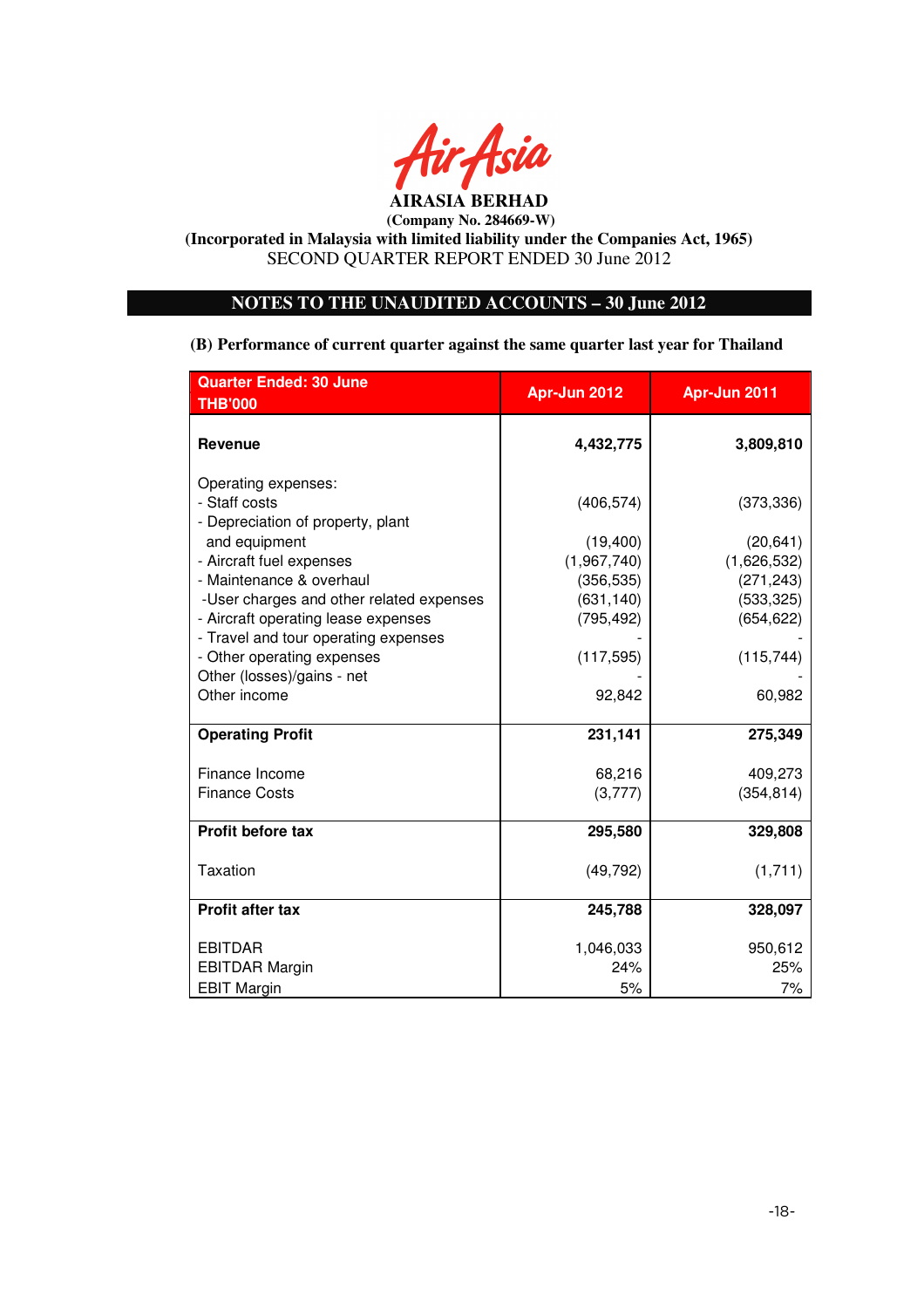**AIRASIA BERHAD**

**(Company No. 284669-W)**

**(Incorporated in Malaysia with limited liability under the Companies Act, 1965)**

SECOND QUARTER REPORT ENDED 30 June 2012

## NOTES TO THE UNAUDITED ACCOUNTS – 30 June 2012

**(B) Performance of current quarter against the same quarter last year for Thailand**

| Quarter Ended: 30 June<br>THB'000 | Apr-Jun 2012 | Apr-Jun 2011 |
|---|---|---|
| **Revenue** | **4,432,775** | **3,809,810** |
| Operating expenses: | | |
| - Staff costs | (406,574) | (373,336) |
| - Depreciation of property, plant and equipment | (19,400) | (20,641) |
| - Aircraft fuel expenses | (1,967,740) | (1,626,532) |
| - Maintenance & overhaul | (356,535) | (271,243) |
| -User charges and other related expenses | (631,140) | (533,325) |
| - Aircraft operating lease expenses | (795,492) | (654,622) |
| - Travel and tour operating expenses | - | - |
| - Other operating expenses | (117,595) | (115,744) |
| Other (losses)/gains - net | - | - |
| Other income | 92,842 | 60,982 |
| **Operating Profit** | **231,141** | **275,349** |
| Finance Income | 68,216 | 409,273 |
| Finance Costs | (3,777) | (354,814) |
| **Profit before tax** | **295,580** | **329,808** |
| Taxation | (49,792) | (1,711) |
| **Profit after tax** | **245,788** | **328,097** |
| EBITDAR | 1,046,033 | 950,612 |
| EBITDAR Margin | 24% | 25% |
| EBIT Margin | 5% | 7% |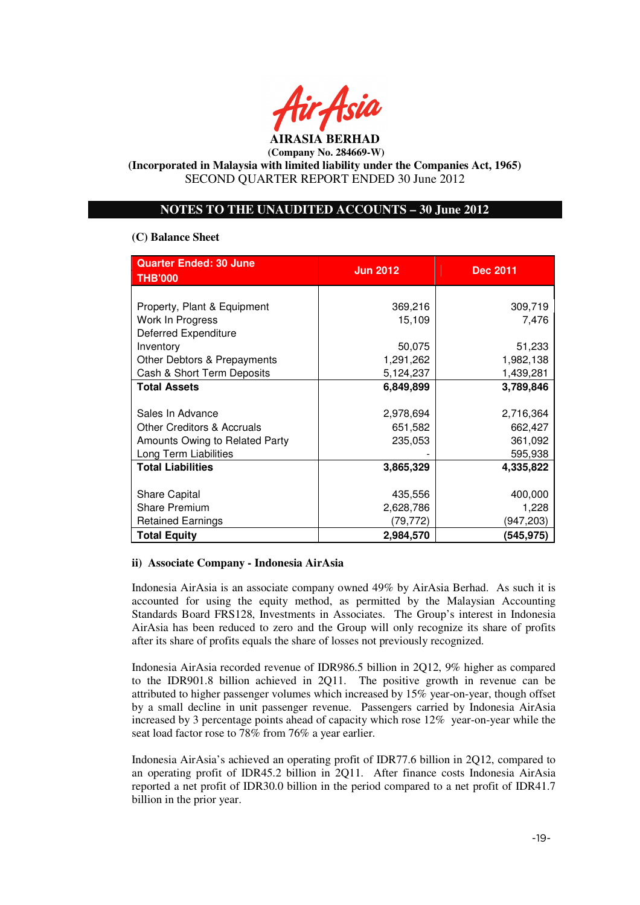**AIRASIA BERHAD**
**(Company No. 284669-W)**
**(Incorporated in Malaysia with limited liability under the Companies Act, 1965)**
SECOND QUARTER REPORT ENDED 30 June 2012

## NOTES TO THE UNAUDITED ACCOUNTS – 30 June 2012

**(C) Balance Sheet**

| Quarter Ended: 30 June THB'000 | Jun 2012 | Dec 2011 |
|---|---|---|
| Property, Plant & Equipment | 369,216 | 309,719 |
| Work In Progress | 15,109 | 7,476 |
| Deferred Expenditure | | |
| Inventory | 50,075 | 51,233 |
| Other Debtors & Prepayments | 1,291,262 | 1,982,138 |
| Cash & Short Term Deposits | 5,124,237 | 1,439,281 |
| **Total Assets** | **6,849,899** | **3,789,846** |
| Sales In Advance | 2,978,694 | 2,716,364 |
| Other Creditors & Accruals | 651,582 | 662,427 |
| Amounts Owing to Related Party | 235,053 | 361,092 |
| Long Term Liabilities | - | 595,938 |
| **Total Liabilities** | **3,865,329** | **4,335,822** |
| Share Capital | 435,556 | 400,000 |
| Share Premium | 2,628,786 | 1,228 |
| Retained Earnings | (79,772) | (947,203) |
| **Total Equity** | **2,984,570** | **(545,975)** |

**ii) Associate Company - Indonesia AirAsia**

Indonesia AirAsia is an associate company owned 49% by AirAsia Berhad. As such it is accounted for using the equity method, as permitted by the Malaysian Accounting Standards Board FRS128, Investments in Associates. The Group's interest in Indonesia AirAsia has been reduced to zero and the Group will only recognize its share of profits after its share of profits equals the share of losses not previously recognized.

Indonesia AirAsia recorded revenue of IDR986.5 billion in 2Q12, 9% higher as compared to the IDR901.8 billion achieved in 2Q11. The positive growth in revenue can be attributed to higher passenger volumes which increased by 15% year-on-year, though offset by a small decline in unit passenger revenue. Passengers carried by Indonesia AirAsia increased by 3 percentage points ahead of capacity which rose 12% year-on-year while the seat load factor rose to 78% from 76% a year earlier.

Indonesia AirAsia's achieved an operating profit of IDR77.6 billion in 2Q12, compared to an operating profit of IDR45.2 billion in 2Q11. After finance costs Indonesia AirAsia reported a net profit of IDR30.0 billion in the period compared to a net profit of IDR41.7 billion in the prior year.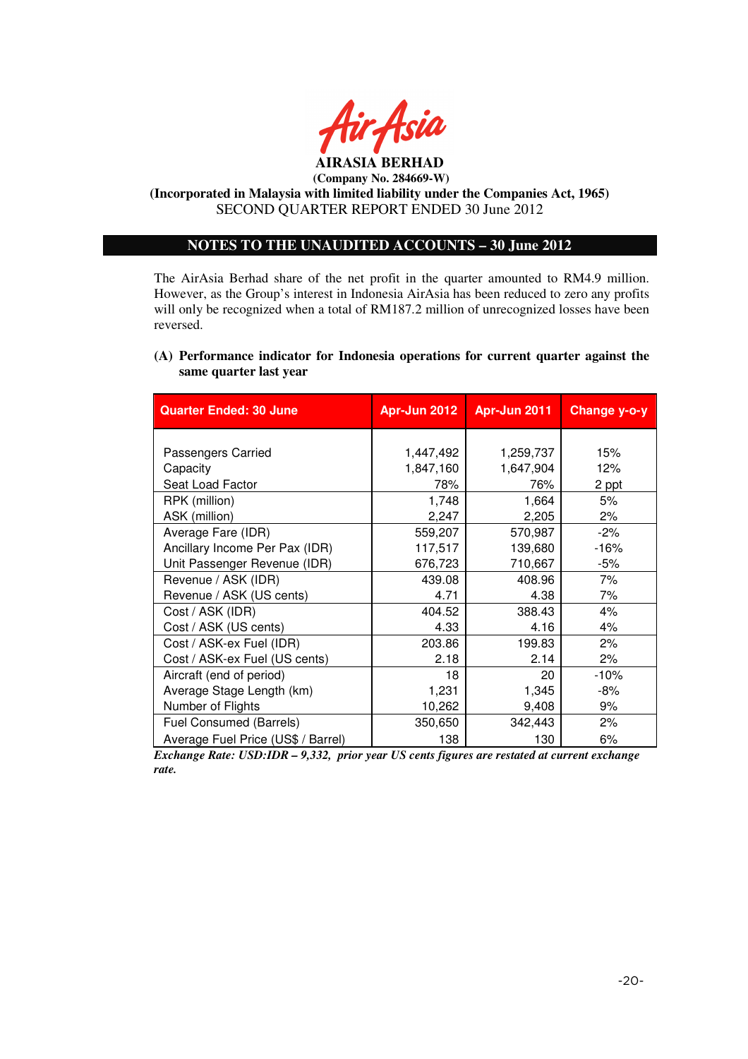**AIRASIA BERHAD**

**(Company No. 284669-W)**

**(Incorporated in Malaysia with limited liability under the Companies Act, 1965)**

SECOND QUARTER REPORT ENDED 30 June 2012

## NOTES TO THE UNAUDITED ACCOUNTS – 30 June 2012

The AirAsia Berhad share of the net profit in the quarter amounted to RM4.9 million. However, as the Group's interest in Indonesia AirAsia has been reduced to zero any profits will only be recognized when a total of RM187.2 million of unrecognized losses have been reversed.

**(A) Performance indicator for Indonesia operations for current quarter against the same quarter last year**

| Quarter Ended: 30 June | Apr-Jun 2012 | Apr-Jun 2011 | Change y-o-y |
|---|---|---|---|
| Passengers Carried | 1,447,492 | 1,259,737 | 15% |
| Capacity | 1,847,160 | 1,647,904 | 12% |
| Seat Load Factor | 78% | 76% | 2 ppt |
| RPK (million) | 1,748 | 1,664 | 5% |
| ASK (million) | 2,247 | 2,205 | 2% |
| Average Fare (IDR) | 559,207 | 570,987 | -2% |
| Ancillary Income Per Pax (IDR) | 117,517 | 139,680 | -16% |
| Unit Passenger Revenue (IDR) | 676,723 | 710,667 | -5% |
| Revenue / ASK (IDR) | 439.08 | 408.96 | 7% |
| Revenue / ASK (US cents) | 4.71 | 4.38 | 7% |
| Cost / ASK (IDR) | 404.52 | 388.43 | 4% |
| Cost / ASK (US cents) | 4.33 | 4.16 | 4% |
| Cost / ASK-ex Fuel (IDR) | 203.86 | 199.83 | 2% |
| Cost / ASK-ex Fuel (US cents) | 2.18 | 2.14 | 2% |
| Aircraft (end of period) | 18 | 20 | -10% |
| Average Stage Length (km) | 1,231 | 1,345 | -8% |
| Number of Flights | 10,262 | 9,408 | 9% |
| Fuel Consumed (Barrels) | 350,650 | 342,443 | 2% |
| Average Fuel Price (US$ / Barrel) | 138 | 130 | 6% |

***Exchange Rate: USD:IDR – 9,332, prior year US cents figures are restated at current exchange rate.***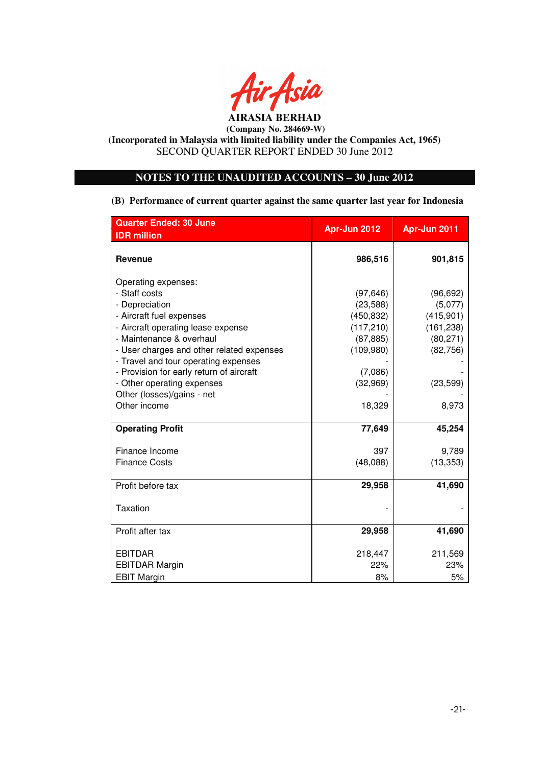**AIRASIA BERHAD**
**(Company No. 284669-W)**
**(Incorporated in Malaysia with limited liability under the Companies Act, 1965)**
SECOND QUARTER REPORT ENDED 30 June 2012

## NOTES TO THE UNAUDITED ACCOUNTS – 30 June 2012

**(B) Performance of current quarter against the same quarter last year for Indonesia**

| Quarter Ended: 30 June<br>IDR million | Apr-Jun 2012 | Apr-Jun 2011 |
|---|---|---|
| **Revenue** | **986,516** | **901,815** |
| Operating expenses: | | |
| - Staff costs | (97,646) | (96,692) |
| - Depreciation | (23,588) | (5,077) |
| - Aircraft fuel expenses | (450,832) | (415,901) |
| - Aircraft operating lease expense | (117,210) | (161,238) |
| - Maintenance & overhaul | (87,885) | (80,271) |
| - User charges and other related expenses | (109,980) | (82,756) |
| - Travel and tour operating expenses | - | - |
| - Provision for early return of aircraft | (7,086) | - |
| - Other operating expenses | (32,969) | (23,599) |
| Other (losses)/gains - net | - | - |
| Other income | 18,329 | 8,973 |
| **Operating Profit** | **77,649** | **45,254** |
| Finance Income | 397 | 9,789 |
| Finance Costs | (48,088) | (13,353) |
| Profit before tax | **29,958** | **41,690** |
| Taxation | - | - |
| Profit after tax | **29,958** | **41,690** |
| EBITDAR | 218,447 | 211,569 |
| EBITDAR Margin | 22% | 23% |
| EBIT Margin | 8% | 5% |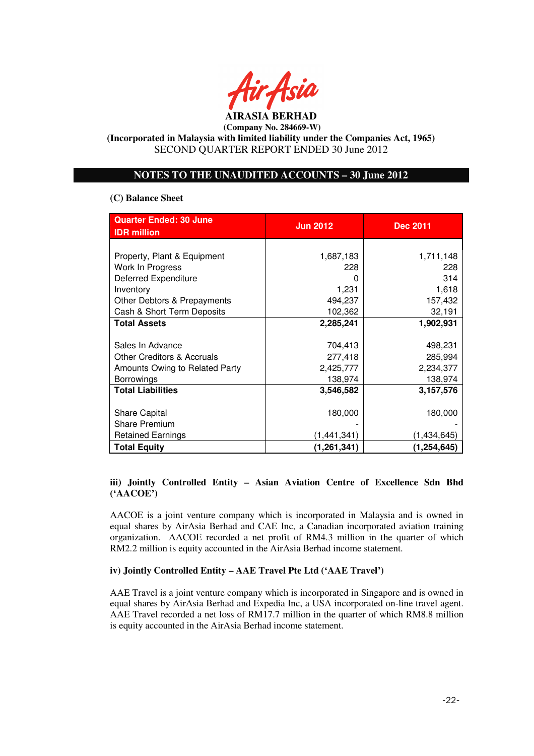**AIRASIA BERHAD**
**(Company No. 284669-W)**
**(Incorporated in Malaysia with limited liability under the Companies Act, 1965)**
SECOND QUARTER REPORT ENDED 30 June 2012

## NOTES TO THE UNAUDITED ACCOUNTS – 30 June 2012

**(C) Balance Sheet**

| Quarter Ended: 30 June<br>IDR million | Jun 2012 | Dec 2011 |
|---|---|---|
| Property, Plant & Equipment | 1,687,183 | 1,711,148 |
| Work In Progress | 228 | 228 |
| Deferred Expenditure | 0 | 314 |
| Inventory | 1,231 | 1,618 |
| Other Debtors & Prepayments | 494,237 | 157,432 |
| Cash & Short Term Deposits | 102,362 | 32,191 |
| **Total Assets** | **2,285,241** | **1,902,931** |
| Sales In Advance | 704,413 | 498,231 |
| Other Creditors & Accruals | 277,418 | 285,994 |
| Amounts Owing to Related Party | 2,425,777 | 2,234,377 |
| Borrowings | 138,974 | 138,974 |
| **Total Liabilities** | **3,546,582** | **3,157,576** |
| Share Capital | 180,000 | 180,000 |
| Share Premium | - | - |
| Retained Earnings | (1,441,341) | (1,434,645) |
| **Total Equity** | **(1,261,341)** | **(1,254,645)** |

**iii) Jointly Controlled Entity – Asian Aviation Centre of Excellence Sdn Bhd ('AACOE')**

AACOE is a joint venture company which is incorporated in Malaysia and is owned in equal shares by AirAsia Berhad and CAE Inc, a Canadian incorporated aviation training organization. AACOE recorded a net profit of RM4.3 million in the quarter of which RM2.2 million is equity accounted in the AirAsia Berhad income statement.

**iv) Jointly Controlled Entity – AAE Travel Pte Ltd ('AAE Travel')**

AAE Travel is a joint venture company which is incorporated in Singapore and is owned in equal shares by AirAsia Berhad and Expedia Inc, a USA incorporated on-line travel agent. AAE Travel recorded a net loss of RM17.7 million in the quarter of which RM8.8 million is equity accounted in the AirAsia Berhad income statement.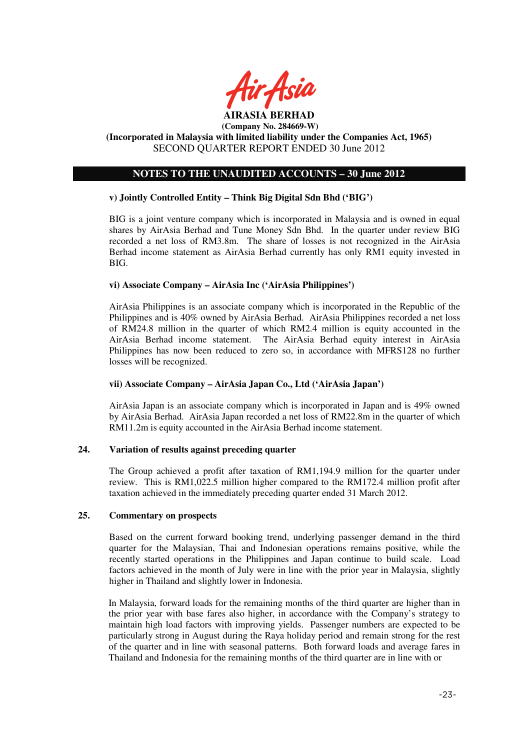## NOTES TO THE UNAUDITED ACCOUNTS – 30 June 2012

**v) Jointly Controlled Entity – Think Big Digital Sdn Bhd ('BIG')**

BIG is a joint venture company which is incorporated in Malaysia and is owned in equal shares by AirAsia Berhad and Tune Money Sdn Bhd. In the quarter under review BIG recorded a net loss of RM3.8m. The share of losses is not recognized in the AirAsia Berhad income statement as AirAsia Berhad currently has only RM1 equity invested in BIG.

**vi) Associate Company – AirAsia Inc ('AirAsia Philippines')**

AirAsia Philippines is an associate company which is incorporated in the Republic of the Philippines and is 40% owned by AirAsia Berhad. AirAsia Philippines recorded a net loss of RM24.8 million in the quarter of which RM2.4 million is equity accounted in the AirAsia Berhad income statement. The AirAsia Berhad equity interest in AirAsia Philippines has now been reduced to zero so, in accordance with MFRS128 no further losses will be recognized.

**vii) Associate Company – AirAsia Japan Co., Ltd ('AirAsia Japan')**

AirAsia Japan is an associate company which is incorporated in Japan and is 49% owned by AirAsia Berhad. AirAsia Japan recorded a net loss of RM22.8m in the quarter of which RM11.2m is equity accounted in the AirAsia Berhad income statement.

### 24. Variation of results against preceding quarter

The Group achieved a profit after taxation of RM1,194.9 million for the quarter under review. This is RM1,022.5 million higher compared to the RM172.4 million profit after taxation achieved in the immediately preceding quarter ended 31 March 2012.

### 25. Commentary on prospects

Based on the current forward booking trend, underlying passenger demand in the third quarter for the Malaysian, Thai and Indonesian operations remains positive, while the recently started operations in the Philippines and Japan continue to build scale. Load factors achieved in the month of July were in line with the prior year in Malaysia, slightly higher in Thailand and slightly lower in Indonesia.

In Malaysia, forward loads for the remaining months of the third quarter are higher than in the prior year with base fares also higher, in accordance with the Company's strategy to maintain high load factors with improving yields. Passenger numbers are expected to be particularly strong in August during the Raya holiday period and remain strong for the rest of the quarter and in line with seasonal patterns. Both forward loads and average fares in Thailand and Indonesia for the remaining months of the third quarter are in line with or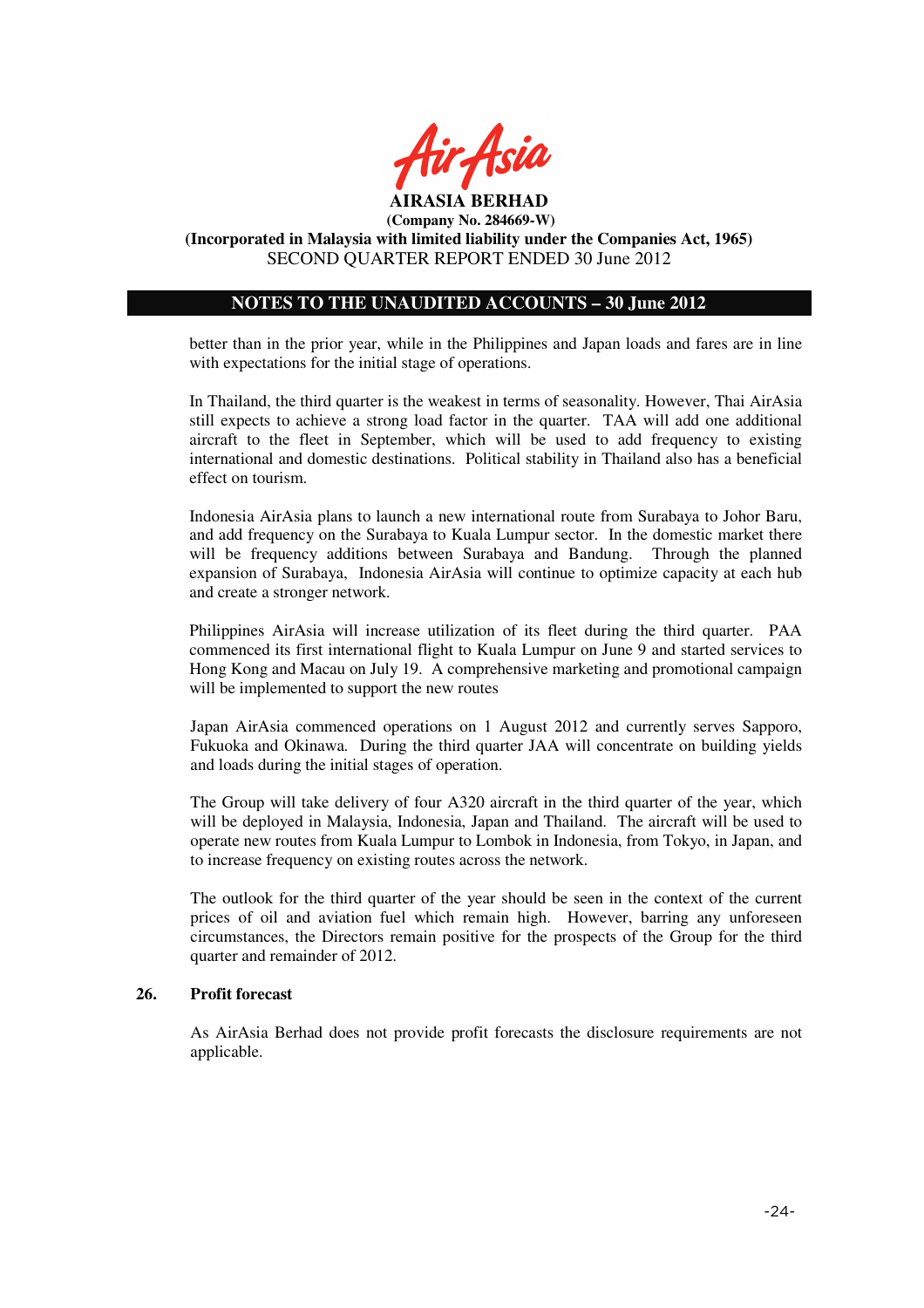better than in the prior year, while in the Philippines and Japan loads and fares are in line with expectations for the initial stage of operations.

In Thailand, the third quarter is the weakest in terms of seasonality. However, Thai AirAsia still expects to achieve a strong load factor in the quarter. TAA will add one additional aircraft to the fleet in September, which will be used to add frequency to existing international and domestic destinations. Political stability in Thailand also has a beneficial effect on tourism.

Indonesia AirAsia plans to launch a new international route from Surabaya to Johor Baru, and add frequency on the Surabaya to Kuala Lumpur sector. In the domestic market there will be frequency additions between Surabaya and Bandung. Through the planned expansion of Surabaya, Indonesia AirAsia will continue to optimize capacity at each hub and create a stronger network.

Philippines AirAsia will increase utilization of its fleet during the third quarter. PAA commenced its first international flight to Kuala Lumpur on June 9 and started services to Hong Kong and Macau on July 19. A comprehensive marketing and promotional campaign will be implemented to support the new routes

Japan AirAsia commenced operations on 1 August 2012 and currently serves Sapporo, Fukuoka and Okinawa. During the third quarter JAA will concentrate on building yields and loads during the initial stages of operation.

The Group will take delivery of four A320 aircraft in the third quarter of the year, which will be deployed in Malaysia, Indonesia, Japan and Thailand. The aircraft will be used to operate new routes from Kuala Lumpur to Lombok in Indonesia, from Tokyo, in Japan, and to increase frequency on existing routes across the network.

The outlook for the third quarter of the year should be seen in the context of the current prices of oil and aviation fuel which remain high. However, barring any unforeseen circumstances, the Directors remain positive for the prospects of the Group for the third quarter and remainder of 2012.

## 26. Profit forecast

As AirAsia Berhad does not provide profit forecasts the disclosure requirements are not applicable.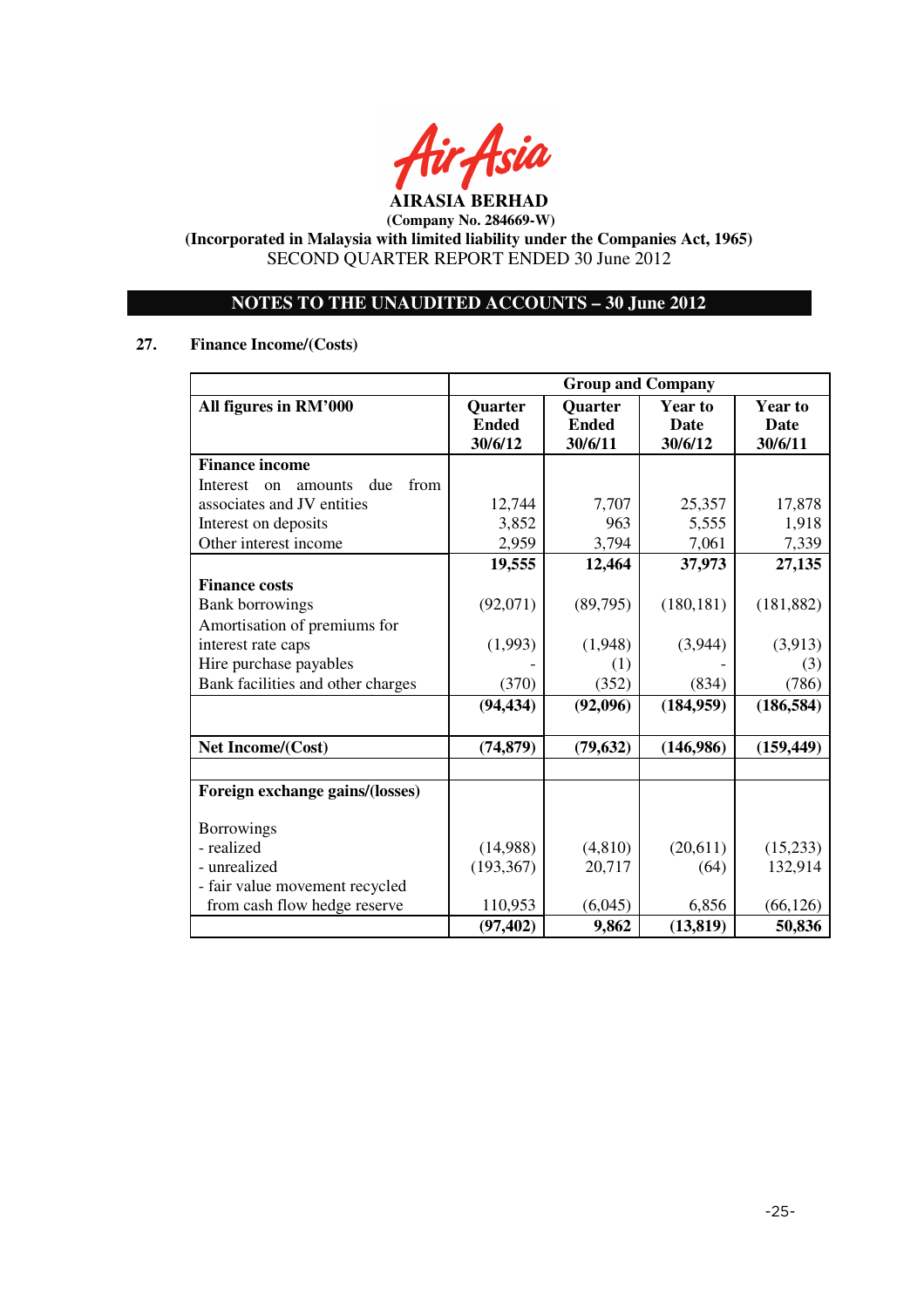AirAsia

**AIRASIA BERHAD**
**(Company No. 284669-W)**
**(Incorporated in Malaysia with limited liability under the Companies Act, 1965)**
SECOND QUARTER REPORT ENDED 30 June 2012

## NOTES TO THE UNAUDITED ACCOUNTS – 30 June 2012

### 27. Finance Income/(Costs)

| | Group and Company | | | |
|---|---|---|---|---|
| **All figures in RM'000** | **Quarter Ended 30/6/12** | **Quarter Ended 30/6/11** | **Year to Date 30/6/12** | **Year to Date 30/6/11** |
| **Finance income** | | | | |
| Interest on amounts due from associates and JV entities | 12,744 | 7,707 | 25,357 | 17,878 |
| Interest on deposits | 3,852 | 963 | 5,555 | 1,918 |
| Other interest income | 2,959 | 3,794 | 7,061 | 7,339 |
| | **19,555** | **12,464** | **37,973** | **27,135** |
| **Finance costs** | | | | |
| Bank borrowings | (92,071) | (89,795) | (180,181) | (181,882) |
| Amortisation of premiums for interest rate caps | (1,993) | (1,948) | (3,944) | (3,913) |
| Hire purchase payables | - | (1) | - | (3) |
| Bank facilities and other charges | (370) | (352) | (834) | (786) |
| | **(94,434)** | **(92,096)** | **(184,959)** | **(186,584)** |
| **Net Income/(Cost)** | **(74,879)** | **(79,632)** | **(146,986)** | **(159,449)** |
| | | | | |
| **Foreign exchange gains/(losses)** | | | | |
| Borrowings | | | | |
| - realized | (14,988) | (4,810) | (20,611) | (15,233) |
| - unrealized | (193,367) | 20,717 | (64) | 132,914 |
| - fair value movement recycled from cash flow hedge reserve | 110,953 | (6,045) | 6,856 | (66,126) |
| | **(97,402)** | **9,862** | **(13,819)** | **50,836** |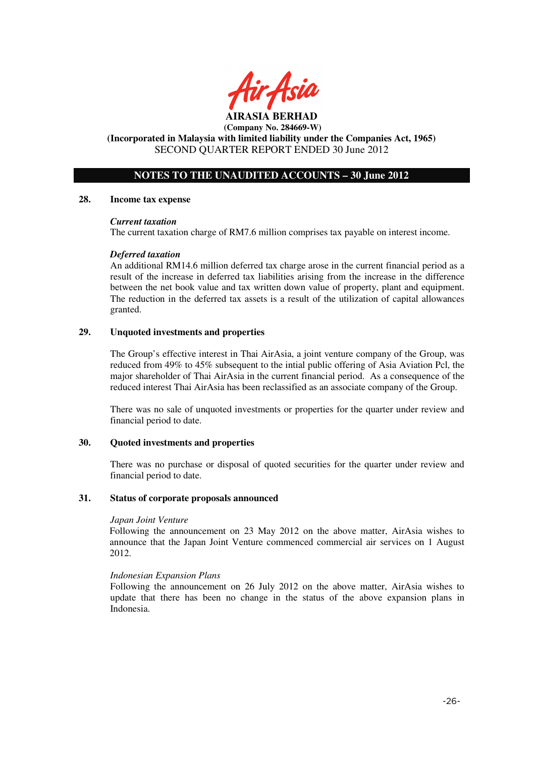## NOTES TO THE UNAUDITED ACCOUNTS – 30 June 2012

### 28. Income tax expense

***Current taxation***

The current taxation charge of RM7.6 million comprises tax payable on interest income.

***Deferred taxation***

An additional RM14.6 million deferred tax charge arose in the current financial period as a result of the increase in deferred tax liabilities arising from the increase in the difference between the net book value and tax written down value of property, plant and equipment. The reduction in the deferred tax assets is a result of the utilization of capital allowances granted.

### 29. Unquoted investments and properties

The Group's effective interest in Thai AirAsia, a joint venture company of the Group, was reduced from 49% to 45% subsequent to the intial public offering of Asia Aviation Pcl, the major shareholder of Thai AirAsia in the current financial period. As a consequence of the reduced interest Thai AirAsia has been reclassified as an associate company of the Group.

There was no sale of unquoted investments or properties for the quarter under review and financial period to date.

### 30. Quoted investments and properties

There was no purchase or disposal of quoted securities for the quarter under review and financial period to date.

### 31. Status of corporate proposals announced

*Japan Joint Venture*

Following the announcement on 23 May 2012 on the above matter, AirAsia wishes to announce that the Japan Joint Venture commenced commercial air services on 1 August 2012.

*Indonesian Expansion Plans*

Following the announcement on 26 July 2012 on the above matter, AirAsia wishes to update that there has been no change in the status of the above expansion plans in Indonesia.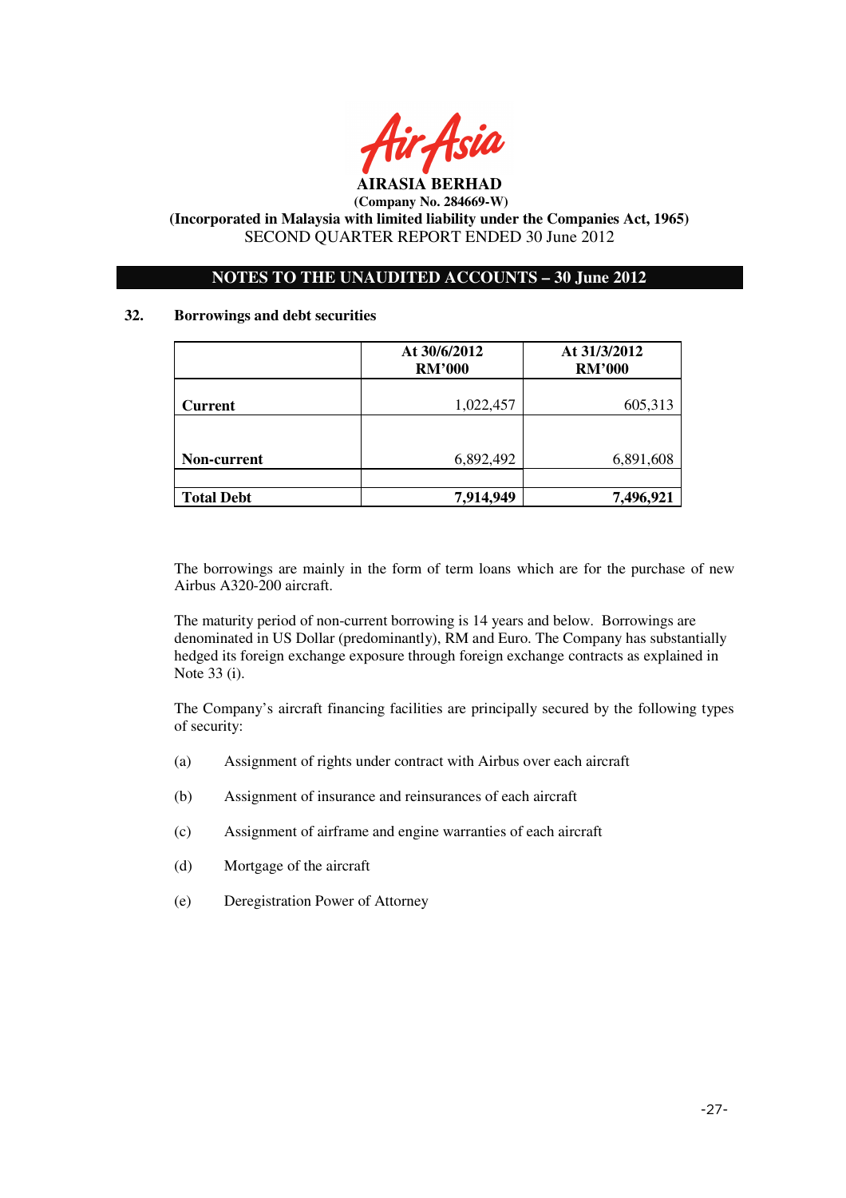**AIRASIA BERHAD**
**(Company No. 284669-W)**
**(Incorporated in Malaysia with limited liability under the Companies Act, 1965)**
SECOND QUARTER REPORT ENDED 30 June 2012

**NOTES TO THE UNAUDITED ACCOUNTS – 30 June 2012**

## 32. Borrowings and debt securities

| | At 30/6/2012 RM'000 | At 31/3/2012 RM'000 |
|---|---|---|
| **Current** | 1,022,457 | 605,313 |
| **Non-current** | 6,892,492 | 6,891,608 |
| **Total Debt** | **7,914,949** | **7,496,921** |

The borrowings are mainly in the form of term loans which are for the purchase of new Airbus A320-200 aircraft.

The maturity period of non-current borrowing is 14 years and below. Borrowings are denominated in US Dollar (predominantly), RM and Euro. The Company has substantially hedged its foreign exchange exposure through foreign exchange contracts as explained in Note 33 (i).

The Company's aircraft financing facilities are principally secured by the following types of security:

(a) Assignment of rights under contract with Airbus over each aircraft

(b) Assignment of insurance and reinsurances of each aircraft

(c) Assignment of airframe and engine warranties of each aircraft

(d) Mortgage of the aircraft

(e) Deregistration Power of Attorney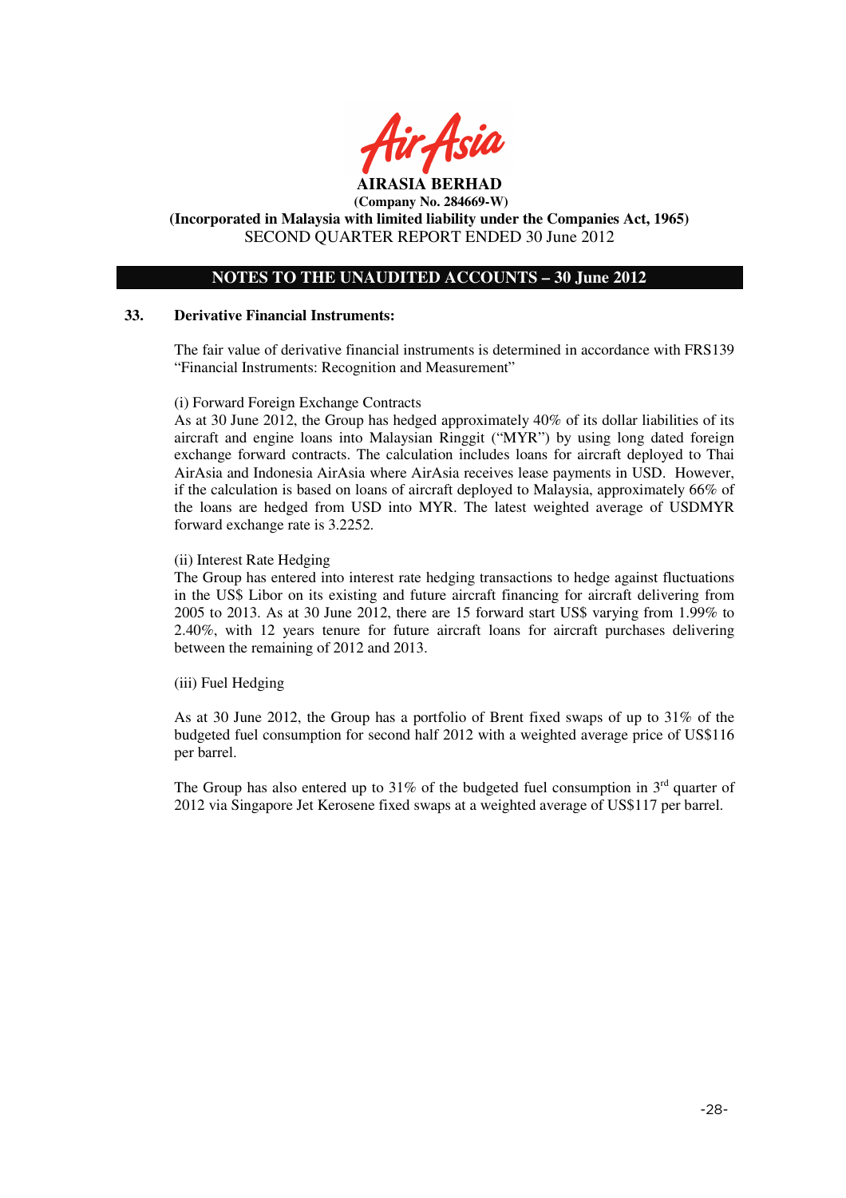**AIRASIA BERHAD**
**(Company No. 284669-W)**
**(Incorporated in Malaysia with limited liability under the Companies Act, 1965)**
SECOND QUARTER REPORT ENDED 30 June 2012

## NOTES TO THE UNAUDITED ACCOUNTS – 30 June 2012

### 33. Derivative Financial Instruments:

The fair value of derivative financial instruments is determined in accordance with FRS139 "Financial Instruments: Recognition and Measurement"

(i) Forward Foreign Exchange Contracts
As at 30 June 2012, the Group has hedged approximately 40% of its dollar liabilities of its aircraft and engine loans into Malaysian Ringgit ("MYR") by using long dated foreign exchange forward contracts. The calculation includes loans for aircraft deployed to Thai AirAsia and Indonesia AirAsia where AirAsia receives lease payments in USD. However, if the calculation is based on loans of aircraft deployed to Malaysia, approximately 66% of the loans are hedged from USD into MYR. The latest weighted average of USDMYR forward exchange rate is 3.2252.

(ii) Interest Rate Hedging
The Group has entered into interest rate hedging transactions to hedge against fluctuations in the US$ Libor on its existing and future aircraft financing for aircraft delivering from 2005 to 2013. As at 30 June 2012, there are 15 forward start US$ varying from 1.99% to 2.40%, with 12 years tenure for future aircraft loans for aircraft purchases delivering between the remaining of 2012 and 2013.

(iii) Fuel Hedging

As at 30 June 2012, the Group has a portfolio of Brent fixed swaps of up to 31% of the budgeted fuel consumption for second half 2012 with a weighted average price of US$116 per barrel.

The Group has also entered up to 31% of the budgeted fuel consumption in 3rd quarter of 2012 via Singapore Jet Kerosene fixed swaps at a weighted average of US$117 per barrel.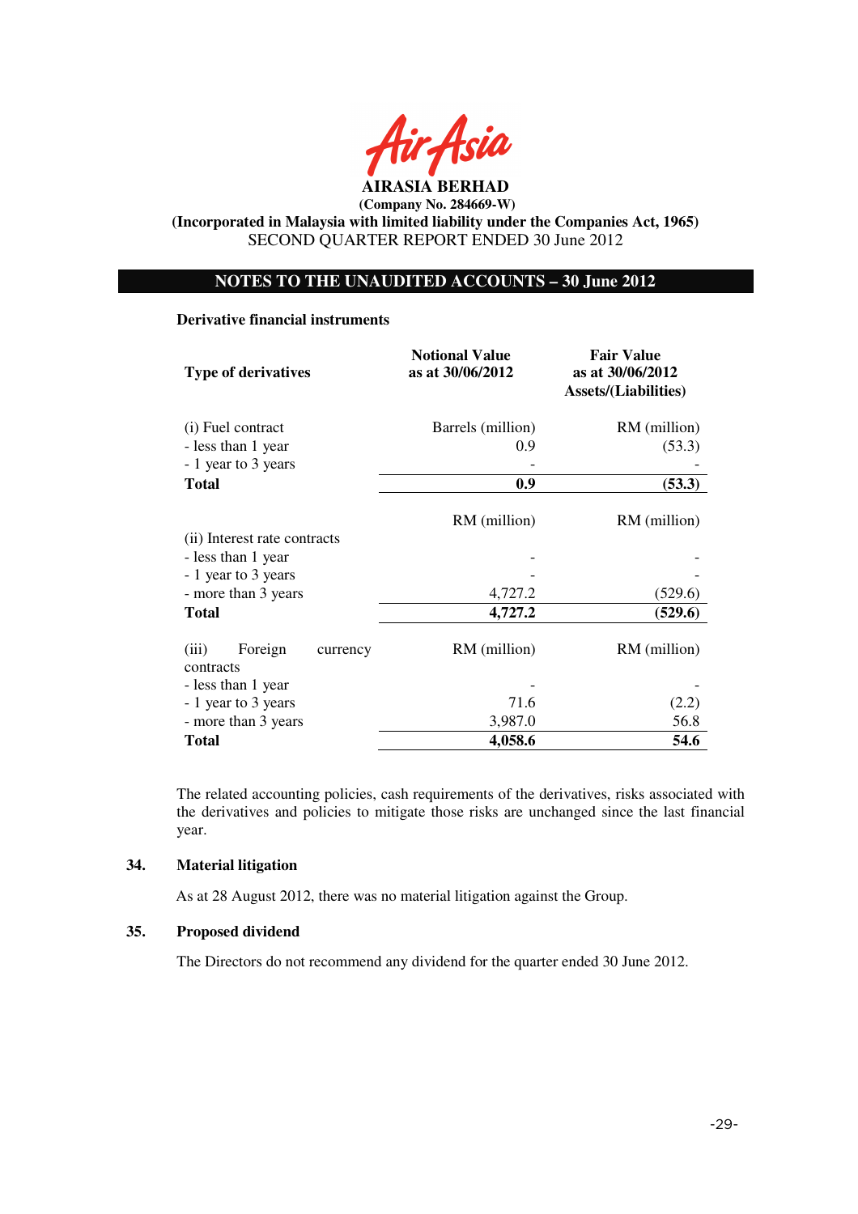**AIRASIA BERHAD**
**(Company No. 284669-W)**
**(Incorporated in Malaysia with limited liability under the Companies Act, 1965)**
SECOND QUARTER REPORT ENDED 30 June 2012

## NOTES TO THE UNAUDITED ACCOUNTS – 30 June 2012

**Derivative financial instruments**

| Type of derivatives | Notional Value as at 30/06/2012 | Fair Value as at 30/06/2012 Assets/(Liabilities) |
|---|---|---|
| (i) Fuel contract | Barrels (million) | RM (million) |
| - less than 1 year | 0.9 | (53.3) |
| - 1 year to 3 years | - | - |
| **Total** | **0.9** | **(53.3)** |
| | RM (million) | RM (million) |
| (ii) Interest rate contracts | | |
| - less than 1 year | - | - |
| - 1 year to 3 years | - | - |
| - more than 3 years | 4,727.2 | (529.6) |
| **Total** | **4,727.2** | **(529.6)** |
| (iii) Foreign currency contracts | RM (million) | RM (million) |
| - less than 1 year | - | - |
| - 1 year to 3 years | 71.6 | (2.2) |
| - more than 3 years | 3,987.0 | 56.8 |
| **Total** | **4,058.6** | **54.6** |

The related accounting policies, cash requirements of the derivatives, risks associated with the derivatives and policies to mitigate those risks are unchanged since the last financial year.

### 34. Material litigation

As at 28 August 2012, there was no material litigation against the Group.

### 35. Proposed dividend

The Directors do not recommend any dividend for the quarter ended 30 June 2012.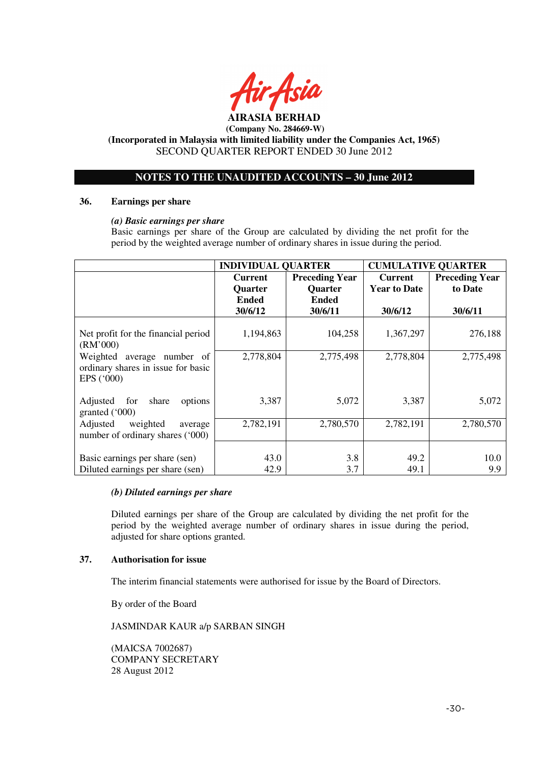**AIRASIA BERHAD**
**(Company No. 284669-W)**
**(Incorporated in Malaysia with limited liability under the Companies Act, 1965)**
SECOND QUARTER REPORT ENDED 30 June 2012

## NOTES TO THE UNAUDITED ACCOUNTS – 30 June 2012

### 36. Earnings per share

***(a) Basic earnings per share***

Basic earnings per share of the Group are calculated by dividing the net profit for the period by the weighted average number of ordinary shares in issue during the period.

| | INDIVIDUAL QUARTER | | CUMULATIVE QUARTER | |
|---|---|---|---|---|
| | **Current Quarter Ended 30/6/12** | **Preceding Year Quarter Ended 30/6/11** | **Current Year to Date 30/6/12** | **Preceding Year to Date 30/6/11** |
| Net profit for the financial period (RM'000) | 1,194,863 | 104,258 | 1,367,297 | 276,188 |
| Weighted average number of ordinary shares in issue for basic EPS ('000) | 2,778,804 | 2,775,498 | 2,778,804 | 2,775,498 |
| Adjusted for share options granted ('000) | 3,387 | 5,072 | 3,387 | 5,072 |
| Adjusted weighted average number of ordinary shares ('000) | 2,782,191 | 2,780,570 | 2,782,191 | 2,780,570 |
| Basic earnings per share (sen) | 43.0 | 3.8 | 49.2 | 10.0 |
| Diluted earnings per share (sen) | 42.9 | 3.7 | 49.1 | 9.9 |

***(b) Diluted earnings per share***

Diluted earnings per share of the Group are calculated by dividing the net profit for the period by the weighted average number of ordinary shares in issue during the period, adjusted for share options granted.

### 37. Authorisation for issue

The interim financial statements were authorised for issue by the Board of Directors.

By order of the Board

JASMINDAR KAUR a/p SARBAN SINGH

(MAICSA 7002687)
COMPANY SECRETARY
28 August 2012